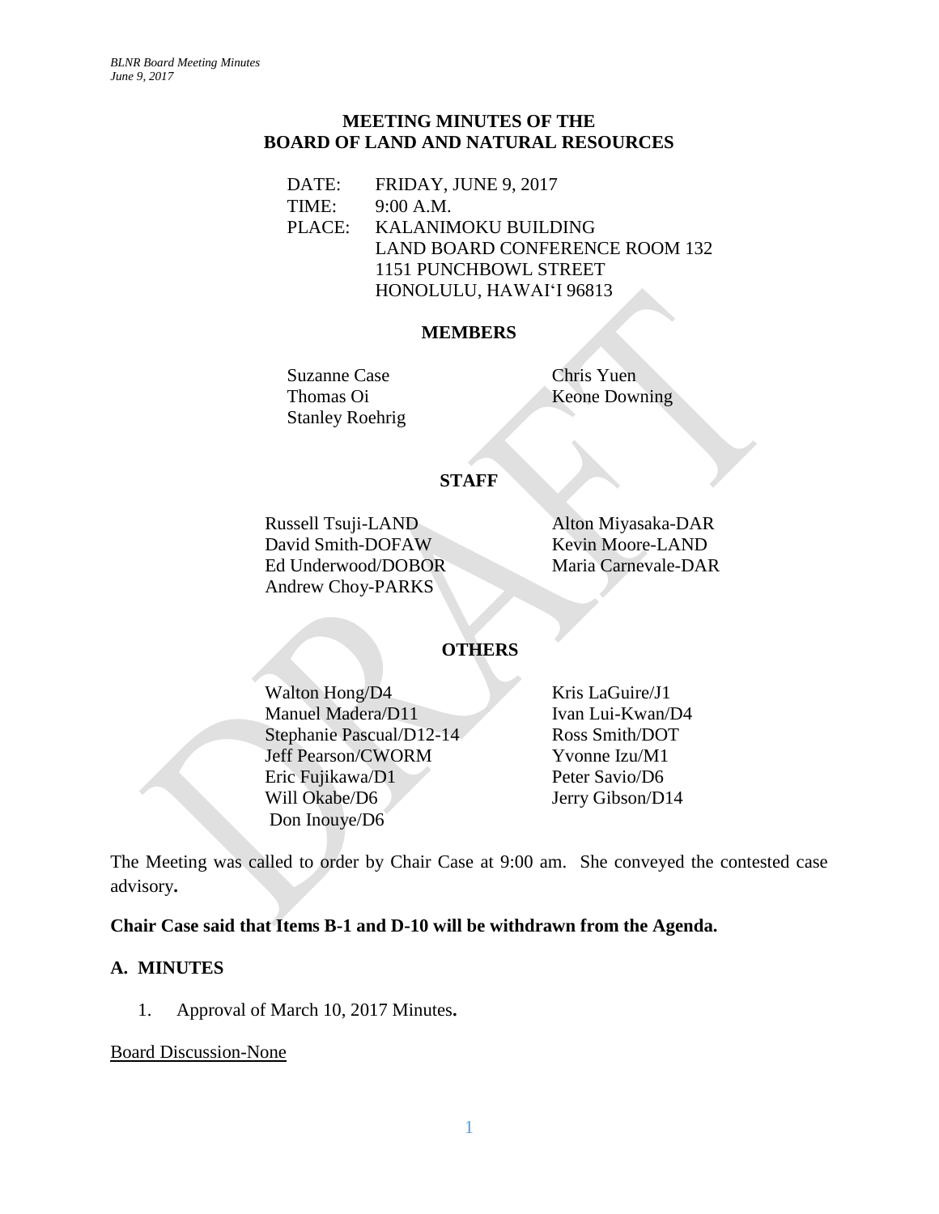# MEETING MINUTES OF THE BOARD OF LAND AND NATURAL RESOURCES

DATE: FRIDAY, JUNE 9, 2017
TIME: 9:00 A.M.
PLACE: KALANIMOKU BUILDING
LAND BOARD CONFERENCE ROOM 132
1151 PUNCHBOWL STREET
HONOLULU, HAWAIʻI 96813

## MEMBERS

Suzanne Case
Thomas Oi
Stanley Roehrig
Chris Yuen
Keone Downing

## STAFF

Russell Tsuji-LAND
David Smith-DOFAW
Ed Underwood/DOBOR
Andrew Choy-PARKS
Alton Miyasaka-DAR
Kevin Moore-LAND
Maria Carnevale-DAR

## OTHERS

Walton Hong/D4
Manuel Madera/D11
Stephanie Pascual/D12-14
Jeff Pearson/CWORM
Eric Fujikawa/D1
Will Okabe/D6
Don Inouye/D6
Kris LaGuire/J1
Ivan Lui-Kwan/D4
Ross Smith/DOT
Yvonne Izu/M1
Peter Savio/D6
Jerry Gibson/D14

The Meeting was called to order by Chair Case at 9:00 am. She conveyed the contested case advisory**.**

**Chair Case said that Items B-1 and D-10 will be withdrawn from the Agenda.**

## A. MINUTES

1. Approval of March 10, 2017 Minutes**.**

Board Discussion-None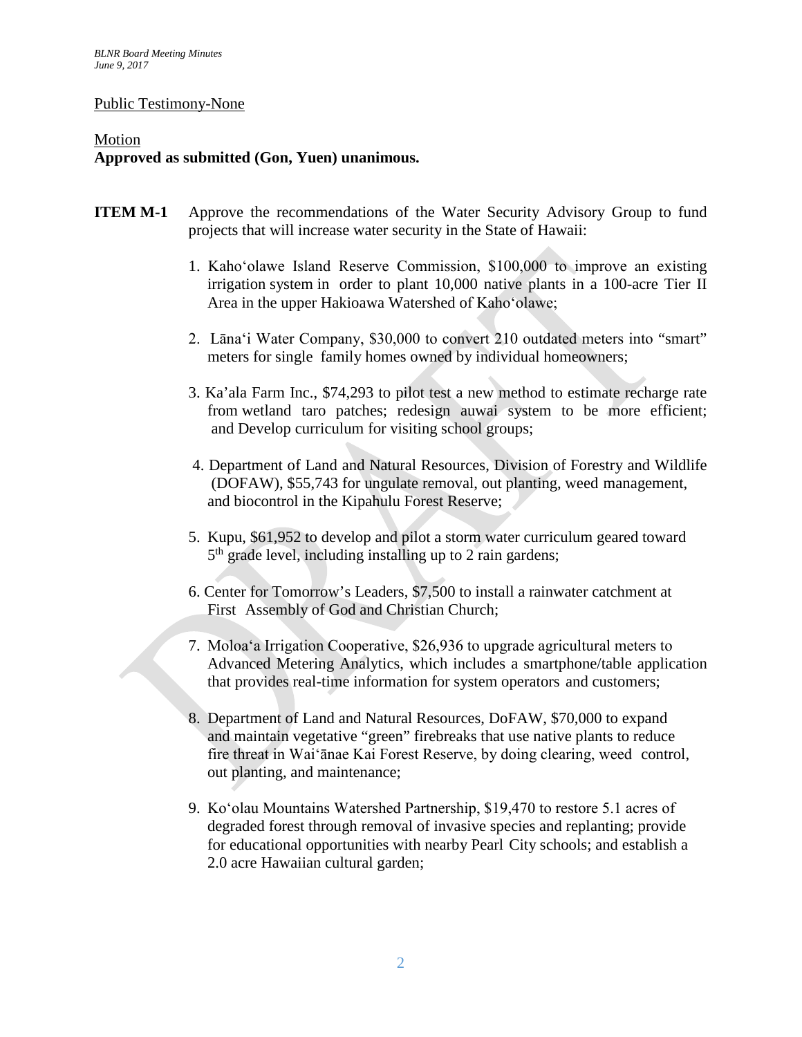Public Testimony-None

Motion
**Approved as submitted (Gon, Yuen) unanimous.**

**ITEM M-1** Approve the recommendations of the Water Security Advisory Group to fund projects that will increase water security in the State of Hawaii:

1. Kahoʻolawe Island Reserve Commission, $100,000 to improve an existing irrigation system in order to plant 10,000 native plants in a 100-acre Tier II Area in the upper Hakioawa Watershed of Kahoʻolawe;

2. Lānaʻi Water Company, $30,000 to convert 210 outdated meters into "smart" meters for single family homes owned by individual homeowners;

3. Ka'ala Farm Inc., $74,293 to pilot test a new method to estimate recharge rate from wetland taro patches; redesign auwai system to be more efficient; and Develop curriculum for visiting school groups;

4. Department of Land and Natural Resources, Division of Forestry and Wildlife (DOFAW), $55,743 for ungulate removal, out planting, weed management, and biocontrol in the Kipahulu Forest Reserve;

5. Kupu, $61,952 to develop and pilot a storm water curriculum geared toward 5th grade level, including installing up to 2 rain gardens;

6. Center for Tomorrow's Leaders, $7,500 to install a rainwater catchment at First Assembly of God and Christian Church;

7. Moloaʻa Irrigation Cooperative, $26,936 to upgrade agricultural meters to Advanced Metering Analytics, which includes a smartphone/table application that provides real-time information for system operators and customers;

8. Department of Land and Natural Resources, DoFAW, $70,000 to expand and maintain vegetative "green" firebreaks that use native plants to reduce fire threat in Waiʻānae Kai Forest Reserve, by doing clearing, weed control, out planting, and maintenance;

9. Koʻolau Mountains Watershed Partnership, $19,470 to restore 5.1 acres of degraded forest through removal of invasive species and replanting; provide for educational opportunities with nearby Pearl City schools; and establish a 2.0 acre Hawaiian cultural garden;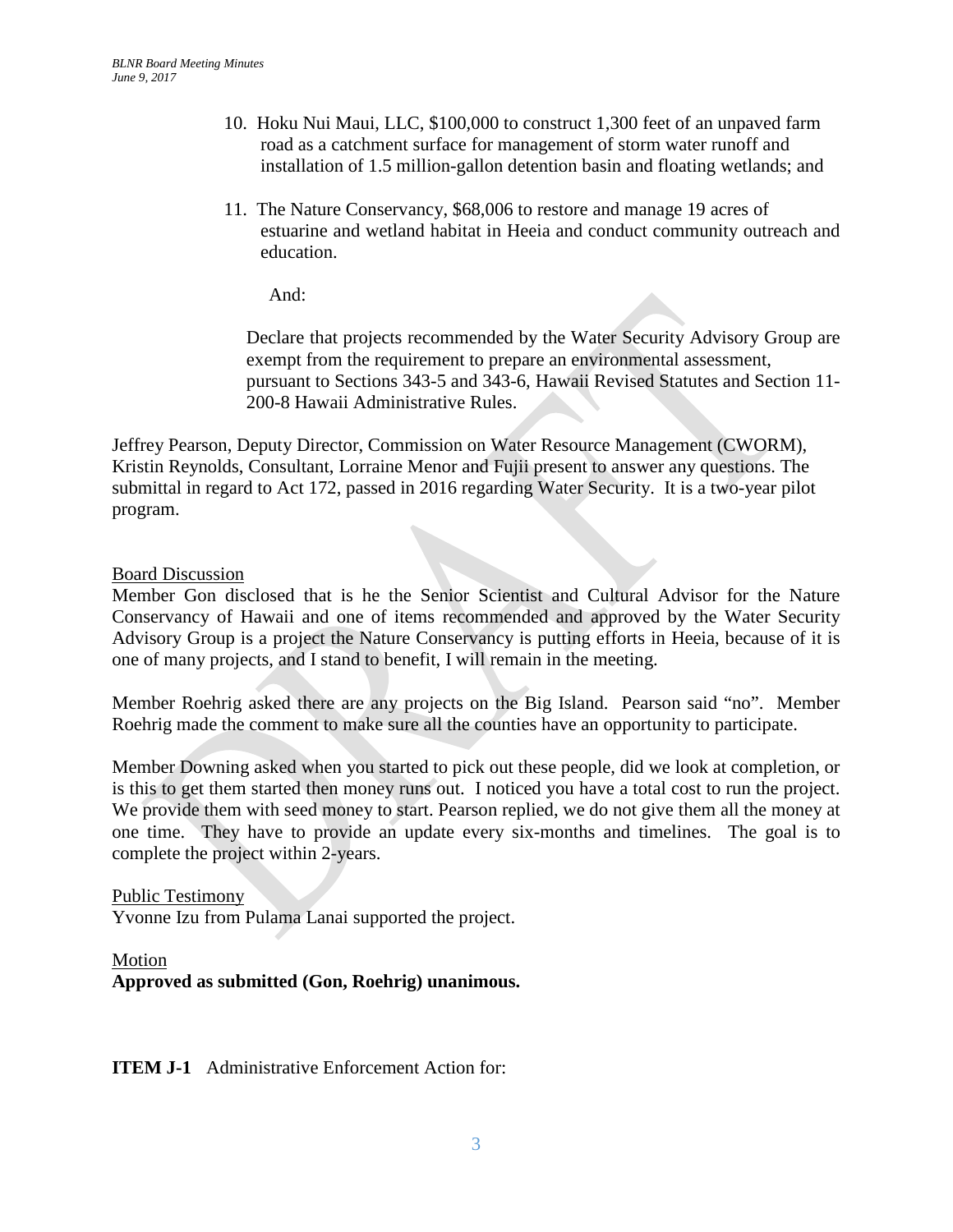10. Hoku Nui Maui, LLC, $100,000 to construct 1,300 feet of an unpaved farm road as a catchment surface for management of storm water runoff and installation of 1.5 million-gallon detention basin and floating wetlands; and

11. The Nature Conservancy, $68,006 to restore and manage 19 acres of estuarine and wetland habitat in Heeia and conduct community outreach and education.

And:

Declare that projects recommended by the Water Security Advisory Group are exempt from the requirement to prepare an environmental assessment, pursuant to Sections 343-5 and 343-6, Hawaii Revised Statutes and Section 11-200-8 Hawaii Administrative Rules.

Jeffrey Pearson, Deputy Director, Commission on Water Resource Management (CWORM), Kristin Reynolds, Consultant, Lorraine Menor and Fujii present to answer any questions. The submittal in regard to Act 172, passed in 2016 regarding Water Security. It is a two-year pilot program.

Board Discussion
Member Gon disclosed that is he the Senior Scientist and Cultural Advisor for the Nature Conservancy of Hawaii and one of items recommended and approved by the Water Security Advisory Group is a project the Nature Conservancy is putting efforts in Heeia, because of it is one of many projects, and I stand to benefit, I will remain in the meeting.

Member Roehrig asked there are any projects on the Big Island. Pearson said "no". Member Roehrig made the comment to make sure all the counties have an opportunity to participate.

Member Downing asked when you started to pick out these people, did we look at completion, or is this to get them started then money runs out. I noticed you have a total cost to run the project. We provide them with seed money to start. Pearson replied, we do not give them all the money at one time. They have to provide an update every six-months and timelines. The goal is to complete the project within 2-years.

Public Testimony
Yvonne Izu from Pulama Lanai supported the project.

Motion
**Approved as submitted (Gon, Roehrig) unanimous.**

**ITEM J-1** Administrative Enforcement Action for: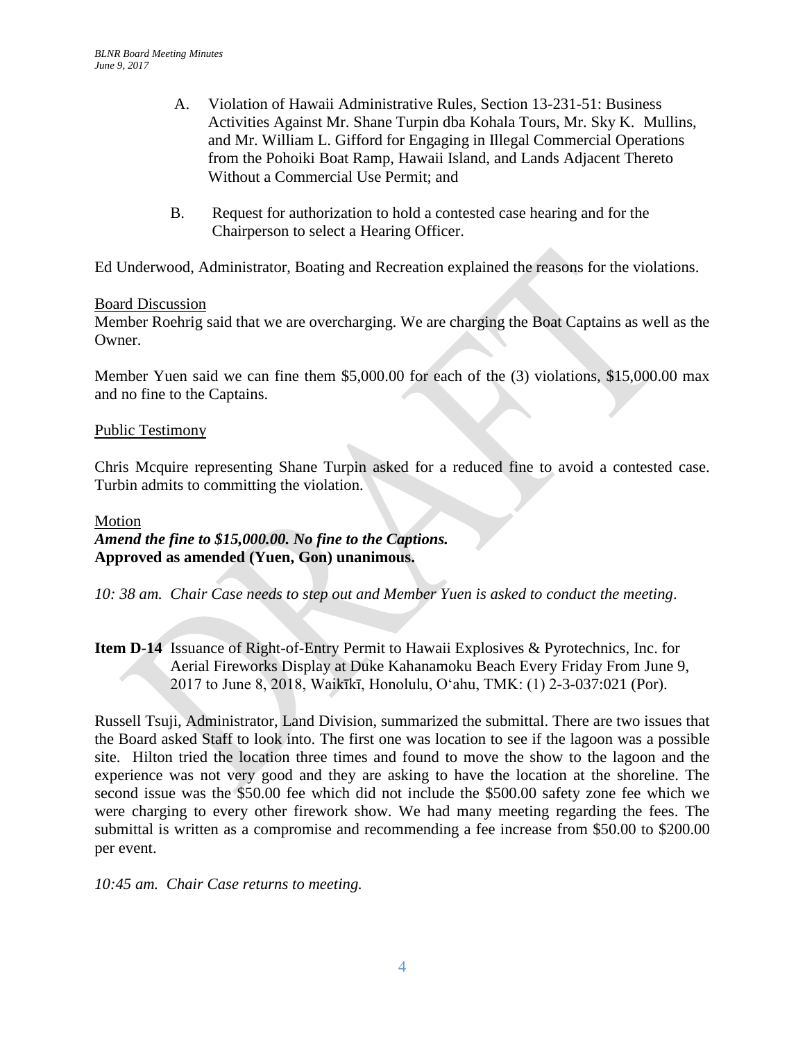A. Violation of Hawaii Administrative Rules, Section 13-231-51: Business Activities Against Mr. Shane Turpin dba Kohala Tours, Mr. Sky K. Mullins, and Mr. William L. Gifford for Engaging in Illegal Commercial Operations from the Pohoiki Boat Ramp, Hawaii Island, and Lands Adjacent Thereto Without a Commercial Use Permit; and

B. Request for authorization to hold a contested case hearing and for the Chairperson to select a Hearing Officer.

Ed Underwood, Administrator, Boating and Recreation explained the reasons for the violations.

Board Discussion

Member Roehrig said that we are overcharging. We are charging the Boat Captains as well as the Owner.

Member Yuen said we can fine them $5,000.00 for each of the (3) violations, $15,000.00 max and no fine to the Captains.

Public Testimony

Chris Mcquire representing Shane Turpin asked for a reduced fine to avoid a contested case. Turbin admits to committing the violation.

Motion

***Amend the fine to $15,000.00. No fine to the Captions.***
**Approved as amended (Yuen, Gon) unanimous.**

*10: 38 am. Chair Case needs to step out and Member Yuen is asked to conduct the meeting.*

**Item D-14** Issuance of Right-of-Entry Permit to Hawaii Explosives & Pyrotechnics, Inc. for Aerial Fireworks Display at Duke Kahanamoku Beach Every Friday From June 9, 2017 to June 8, 2018, Waikīkī, Honolulu, Oʻahu, TMK: (1) 2-3-037:021 (Por).

Russell Tsuji, Administrator, Land Division, summarized the submittal. There are two issues that the Board asked Staff to look into. The first one was location to see if the lagoon was a possible site. Hilton tried the location three times and found to move the show to the lagoon and the experience was not very good and they are asking to have the location at the shoreline. The second issue was the $50.00 fee which did not include the $500.00 safety zone fee which we were charging to every other firework show. We had many meeting regarding the fees. The submittal is written as a compromise and recommending a fee increase from $50.00 to $200.00 per event.

*10:45 am. Chair Case returns to meeting.*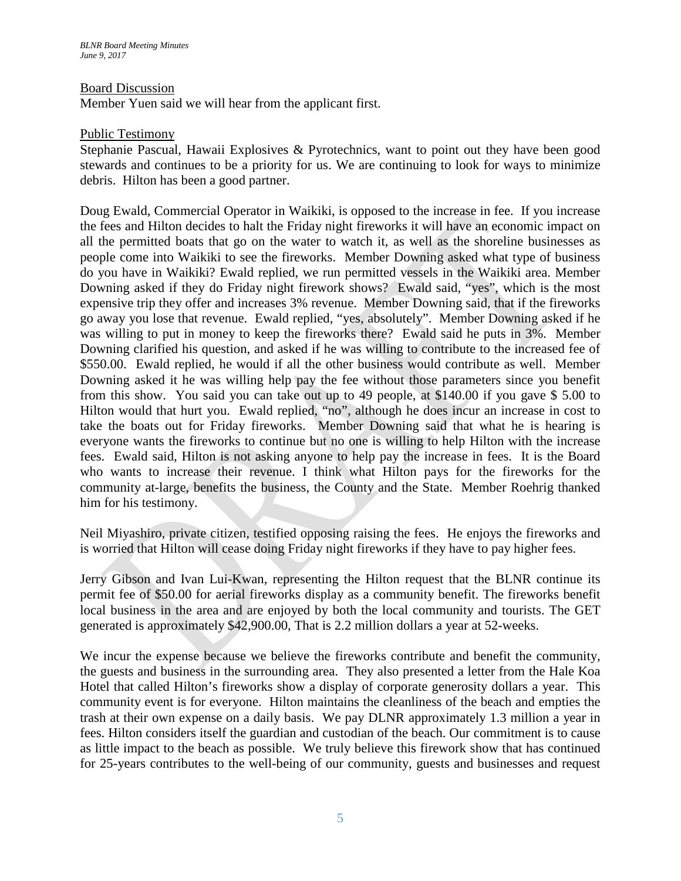Board Discussion

Member Yuen said we will hear from the applicant first.

Public Testimony

Stephanie Pascual, Hawaii Explosives & Pyrotechnics, want to point out they have been good stewards and continues to be a priority for us. We are continuing to look for ways to minimize debris. Hilton has been a good partner.

Doug Ewald, Commercial Operator in Waikiki, is opposed to the increase in fee. If you increase the fees and Hilton decides to halt the Friday night fireworks it will have an economic impact on all the permitted boats that go on the water to watch it, as well as the shoreline businesses as people come into Waikiki to see the fireworks. Member Downing asked what type of business do you have in Waikiki? Ewald replied, we run permitted vessels in the Waikiki area. Member Downing asked if they do Friday night firework shows? Ewald said, "yes", which is the most expensive trip they offer and increases 3% revenue. Member Downing said, that if the fireworks go away you lose that revenue. Ewald replied, "yes, absolutely". Member Downing asked if he was willing to put in money to keep the fireworks there? Ewald said he puts in 3%. Member Downing clarified his question, and asked if he was willing to contribute to the increased fee of $550.00. Ewald replied, he would if all the other business would contribute as well. Member Downing asked it he was willing help pay the fee without those parameters since you benefit from this show. You said you can take out up to 49 people, at $140.00 if you gave $ 5.00 to Hilton would that hurt you. Ewald replied, "no", although he does incur an increase in cost to take the boats out for Friday fireworks. Member Downing said that what he is hearing is everyone wants the fireworks to continue but no one is willing to help Hilton with the increase fees. Ewald said, Hilton is not asking anyone to help pay the increase in fees. It is the Board who wants to increase their revenue. I think what Hilton pays for the fireworks for the community at-large, benefits the business, the County and the State. Member Roehrig thanked him for his testimony.

Neil Miyashiro, private citizen, testified opposing raising the fees. He enjoys the fireworks and is worried that Hilton will cease doing Friday night fireworks if they have to pay higher fees.

Jerry Gibson and Ivan Lui-Kwan, representing the Hilton request that the BLNR continue its permit fee of $50.00 for aerial fireworks display as a community benefit. The fireworks benefit local business in the area and are enjoyed by both the local community and tourists. The GET generated is approximately $42,900.00, That is 2.2 million dollars a year at 52-weeks.

We incur the expense because we believe the fireworks contribute and benefit the community, the guests and business in the surrounding area. They also presented a letter from the Hale Koa Hotel that called Hilton's fireworks show a display of corporate generosity dollars a year. This community event is for everyone. Hilton maintains the cleanliness of the beach and empties the trash at their own expense on a daily basis. We pay DLNR approximately 1.3 million a year in fees. Hilton considers itself the guardian and custodian of the beach. Our commitment is to cause as little impact to the beach as possible. We truly believe this firework show that has continued for 25-years contributes to the well-being of our community, guests and businesses and request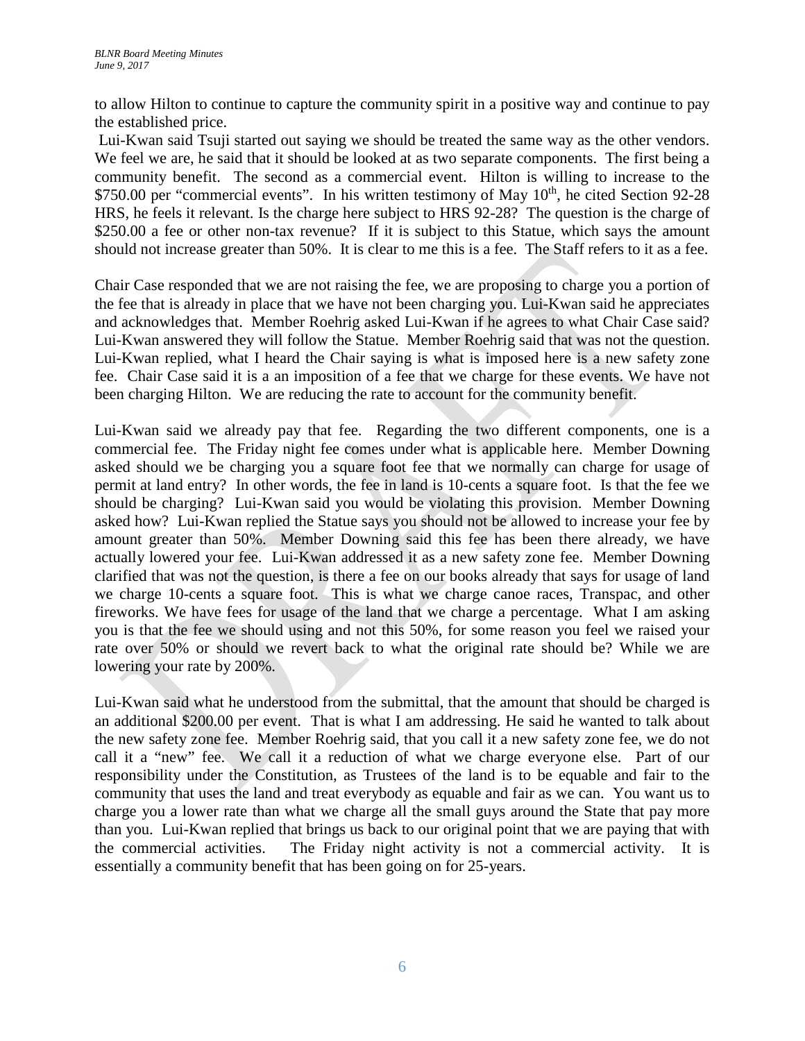to allow Hilton to continue to capture the community spirit in a positive way and continue to pay the established price.

Lui-Kwan said Tsuji started out saying we should be treated the same way as the other vendors. We feel we are, he said that it should be looked at as two separate components. The first being a community benefit. The second as a commercial event. Hilton is willing to increase to the $750.00 per "commercial events". In his written testimony of May 10th, he cited Section 92-28 HRS, he feels it relevant. Is the charge here subject to HRS 92-28? The question is the charge of $250.00 a fee or other non-tax revenue? If it is subject to this Statue, which says the amount should not increase greater than 50%. It is clear to me this is a fee. The Staff refers to it as a fee.

Chair Case responded that we are not raising the fee, we are proposing to charge you a portion of the fee that is already in place that we have not been charging you. Lui-Kwan said he appreciates and acknowledges that. Member Roehrig asked Lui-Kwan if he agrees to what Chair Case said? Lui-Kwan answered they will follow the Statue. Member Roehrig said that was not the question. Lui-Kwan replied, what I heard the Chair saying is what is imposed here is a new safety zone fee. Chair Case said it is a an imposition of a fee that we charge for these events. We have not been charging Hilton. We are reducing the rate to account for the community benefit.

Lui-Kwan said we already pay that fee. Regarding the two different components, one is a commercial fee. The Friday night fee comes under what is applicable here. Member Downing asked should we be charging you a square foot fee that we normally can charge for usage of permit at land entry? In other words, the fee in land is 10-cents a square foot. Is that the fee we should be charging? Lui-Kwan said you would be violating this provision. Member Downing asked how? Lui-Kwan replied the Statue says you should not be allowed to increase your fee by amount greater than 50%. Member Downing said this fee has been there already, we have actually lowered your fee. Lui-Kwan addressed it as a new safety zone fee. Member Downing clarified that was not the question, is there a fee on our books already that says for usage of land we charge 10-cents a square foot. This is what we charge canoe races, Transpac, and other fireworks. We have fees for usage of the land that we charge a percentage. What I am asking you is that the fee we should using and not this 50%, for some reason you feel we raised your rate over 50% or should we revert back to what the original rate should be? While we are lowering your rate by 200%.

Lui-Kwan said what he understood from the submittal, that the amount that should be charged is an additional $200.00 per event. That is what I am addressing. He said he wanted to talk about the new safety zone fee. Member Roehrig said, that you call it a new safety zone fee, we do not call it a "new" fee. We call it a reduction of what we charge everyone else. Part of our responsibility under the Constitution, as Trustees of the land is to be equable and fair to the community that uses the land and treat everybody as equable and fair as we can. You want us to charge you a lower rate than what we charge all the small guys around the State that pay more than you. Lui-Kwan replied that brings us back to our original point that we are paying that with the commercial activities. The Friday night activity is not a commercial activity. It is essentially a community benefit that has been going on for 25-years.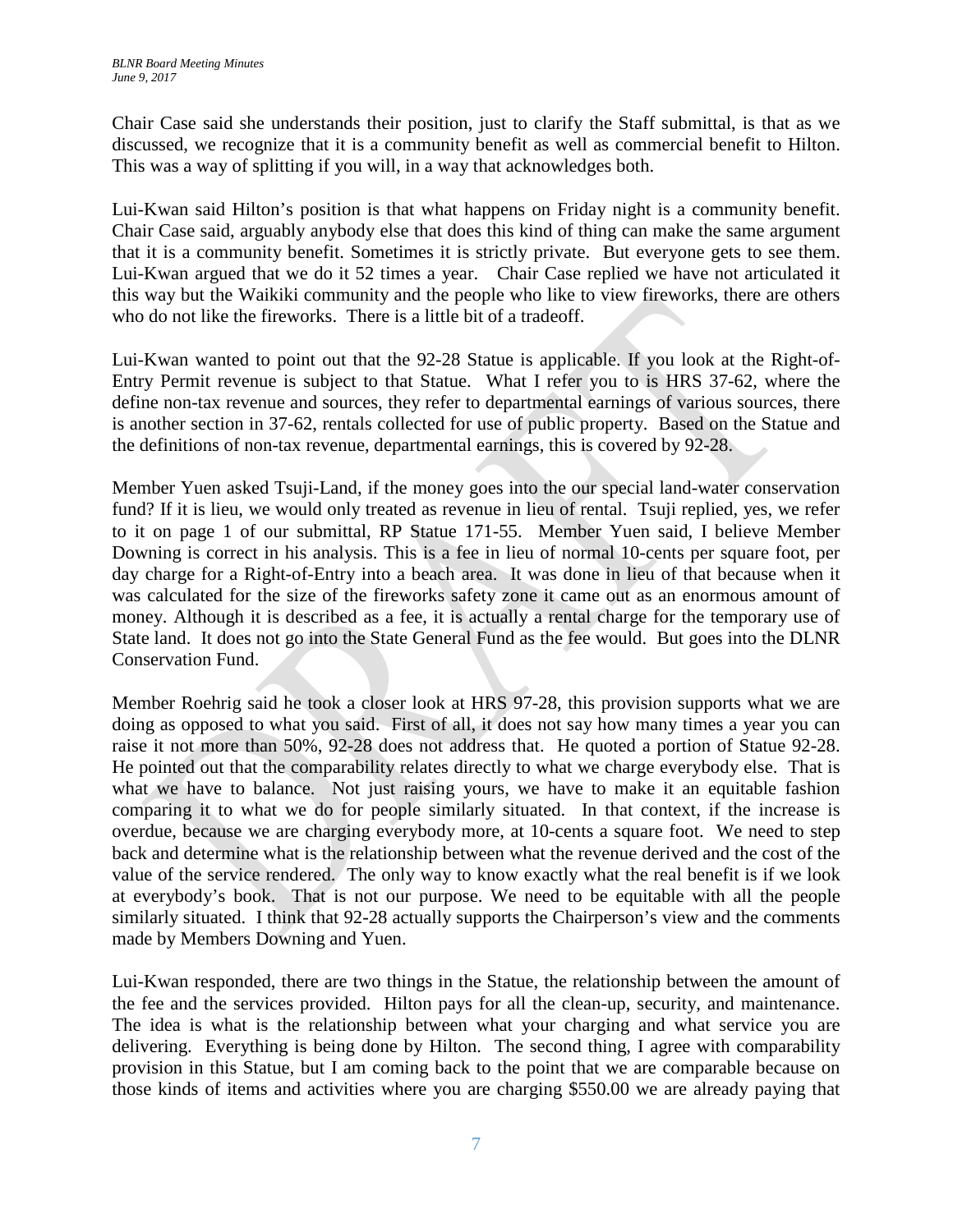Chair Case said she understands their position, just to clarify the Staff submittal, is that as we discussed, we recognize that it is a community benefit as well as commercial benefit to Hilton. This was a way of splitting if you will, in a way that acknowledges both.

Lui-Kwan said Hilton's position is that what happens on Friday night is a community benefit. Chair Case said, arguably anybody else that does this kind of thing can make the same argument that it is a community benefit. Sometimes it is strictly private. But everyone gets to see them. Lui-Kwan argued that we do it 52 times a year. Chair Case replied we have not articulated it this way but the Waikiki community and the people who like to view fireworks, there are others who do not like the fireworks. There is a little bit of a tradeoff.

Lui-Kwan wanted to point out that the 92-28 Statue is applicable. If you look at the Right-of-Entry Permit revenue is subject to that Statue. What I refer you to is HRS 37-62, where the define non-tax revenue and sources, they refer to departmental earnings of various sources, there is another section in 37-62, rentals collected for use of public property. Based on the Statue and the definitions of non-tax revenue, departmental earnings, this is covered by 92-28.

Member Yuen asked Tsuji-Land, if the money goes into the our special land-water conservation fund? If it is lieu, we would only treated as revenue in lieu of rental. Tsuji replied, yes, we refer to it on page 1 of our submittal, RP Statue 171-55. Member Yuen said, I believe Member Downing is correct in his analysis. This is a fee in lieu of normal 10-cents per square foot, per day charge for a Right-of-Entry into a beach area. It was done in lieu of that because when it was calculated for the size of the fireworks safety zone it came out as an enormous amount of money. Although it is described as a fee, it is actually a rental charge for the temporary use of State land. It does not go into the State General Fund as the fee would. But goes into the DLNR Conservation Fund.

Member Roehrig said he took a closer look at HRS 97-28, this provision supports what we are doing as opposed to what you said. First of all, it does not say how many times a year you can raise it not more than 50%, 92-28 does not address that. He quoted a portion of Statue 92-28. He pointed out that the comparability relates directly to what we charge everybody else. That is what we have to balance. Not just raising yours, we have to make it an equitable fashion comparing it to what we do for people similarly situated. In that context, if the increase is overdue, because we are charging everybody more, at 10-cents a square foot. We need to step back and determine what is the relationship between what the revenue derived and the cost of the value of the service rendered. The only way to know exactly what the real benefit is if we look at everybody's book. That is not our purpose. We need to be equitable with all the people similarly situated. I think that 92-28 actually supports the Chairperson's view and the comments made by Members Downing and Yuen.

Lui-Kwan responded, there are two things in the Statue, the relationship between the amount of the fee and the services provided. Hilton pays for all the clean-up, security, and maintenance. The idea is what is the relationship between what your charging and what service you are delivering. Everything is being done by Hilton. The second thing, I agree with comparability provision in this Statue, but I am coming back to the point that we are comparable because on those kinds of items and activities where you are charging $550.00 we are already paying that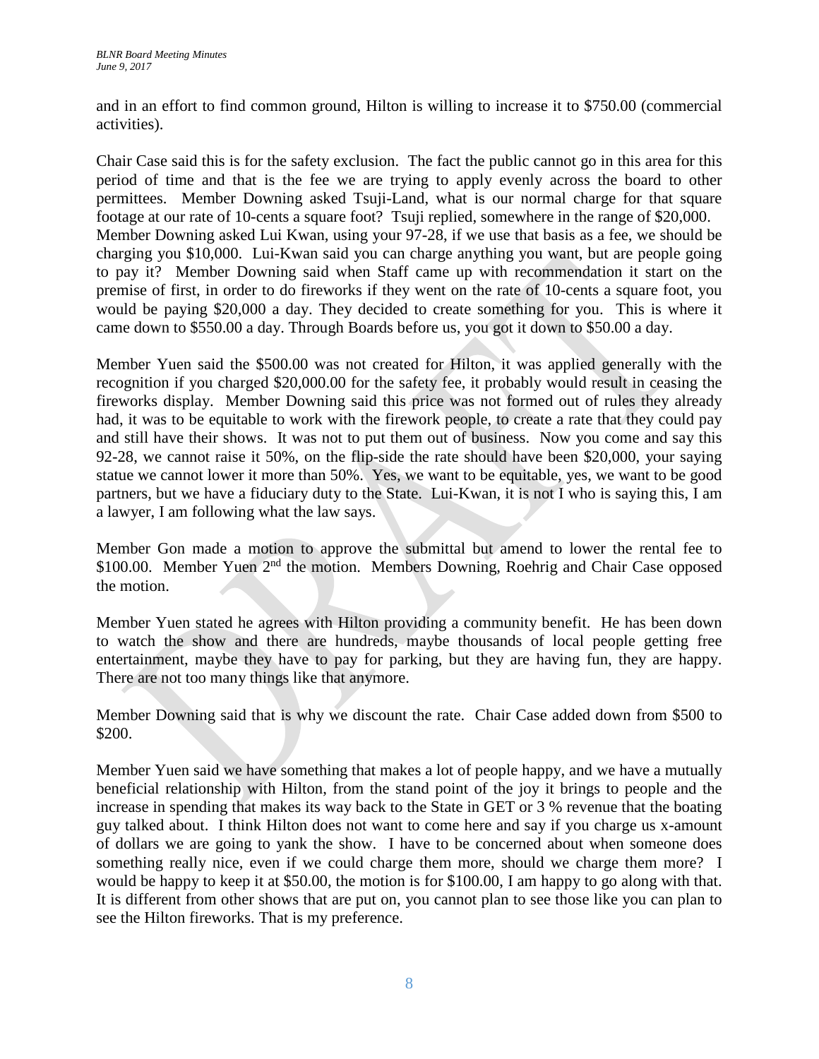and in an effort to find common ground, Hilton is willing to increase it to $750.00 (commercial activities).

Chair Case said this is for the safety exclusion. The fact the public cannot go in this area for this period of time and that is the fee we are trying to apply evenly across the board to other permittees. Member Downing asked Tsuji-Land, what is our normal charge for that square footage at our rate of 10-cents a square foot? Tsuji replied, somewhere in the range of $20,000. Member Downing asked Lui Kwan, using your 97-28, if we use that basis as a fee, we should be charging you $10,000. Lui-Kwan said you can charge anything you want, but are people going to pay it? Member Downing said when Staff came up with recommendation it start on the premise of first, in order to do fireworks if they went on the rate of 10-cents a square foot, you would be paying $20,000 a day. They decided to create something for you. This is where it came down to $550.00 a day. Through Boards before us, you got it down to $50.00 a day.

Member Yuen said the $500.00 was not created for Hilton, it was applied generally with the recognition if you charged $20,000.00 for the safety fee, it probably would result in ceasing the fireworks display. Member Downing said this price was not formed out of rules they already had, it was to be equitable to work with the firework people, to create a rate that they could pay and still have their shows. It was not to put them out of business. Now you come and say this 92-28, we cannot raise it 50%, on the flip-side the rate should have been $20,000, your saying statue we cannot lower it more than 50%. Yes, we want to be equitable, yes, we want to be good partners, but we have a fiduciary duty to the State. Lui-Kwan, it is not I who is saying this, I am a lawyer, I am following what the law says.

Member Gon made a motion to approve the submittal but amend to lower the rental fee to $100.00. Member Yuen 2nd the motion. Members Downing, Roehrig and Chair Case opposed the motion.

Member Yuen stated he agrees with Hilton providing a community benefit. He has been down to watch the show and there are hundreds, maybe thousands of local people getting free entertainment, maybe they have to pay for parking, but they are having fun, they are happy. There are not too many things like that anymore.

Member Downing said that is why we discount the rate. Chair Case added down from $500 to $200.

Member Yuen said we have something that makes a lot of people happy, and we have a mutually beneficial relationship with Hilton, from the stand point of the joy it brings to people and the increase in spending that makes its way back to the State in GET or 3 % revenue that the boating guy talked about. I think Hilton does not want to come here and say if you charge us x-amount of dollars we are going to yank the show. I have to be concerned about when someone does something really nice, even if we could charge them more, should we charge them more? I would be happy to keep it at $50.00, the motion is for $100.00, I am happy to go along with that. It is different from other shows that are put on, you cannot plan to see those like you can plan to see the Hilton fireworks. That is my preference.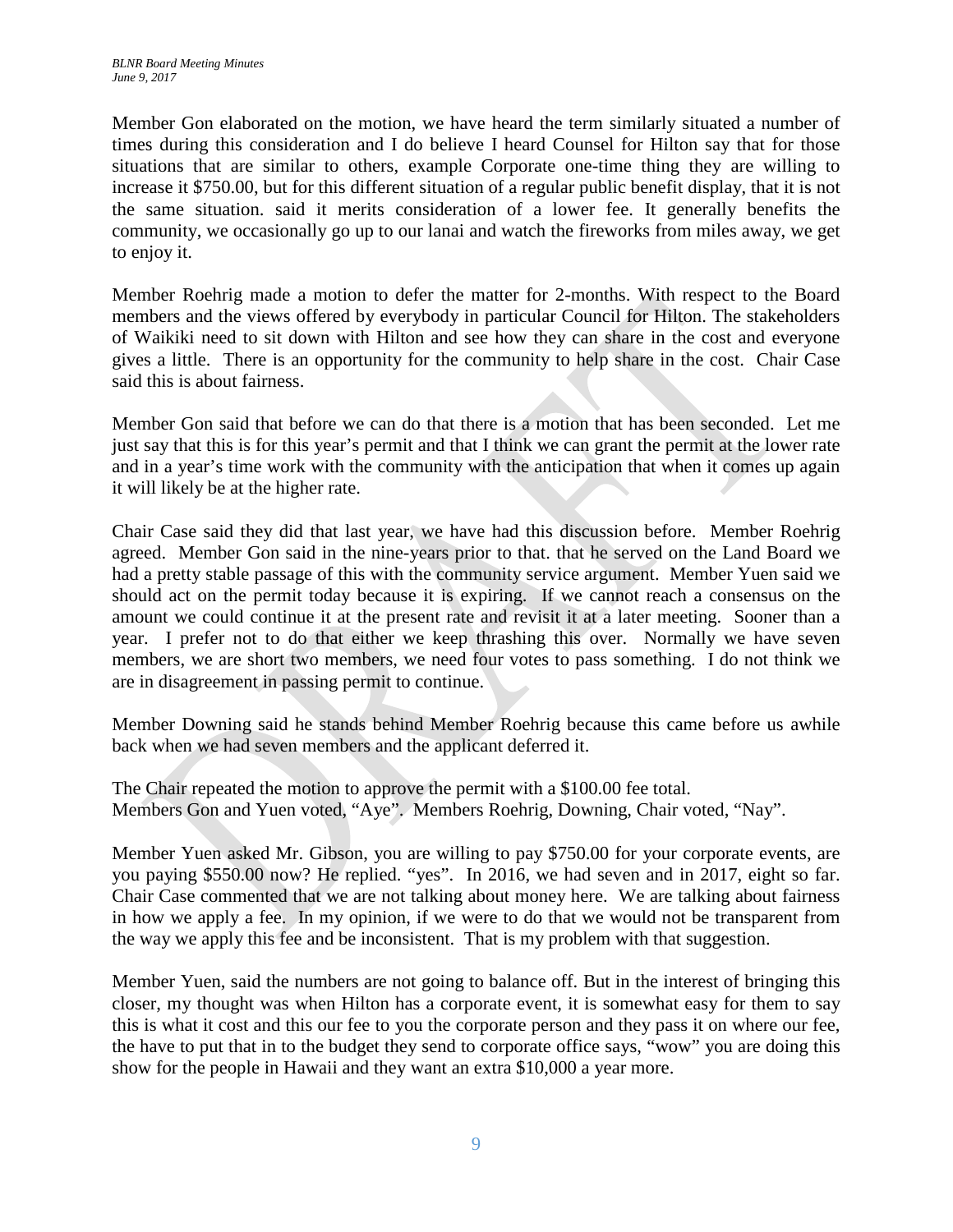Member Gon elaborated on the motion, we have heard the term similarly situated a number of times during this consideration and I do believe I heard Counsel for Hilton say that for those situations that are similar to others, example Corporate one-time thing they are willing to increase it $750.00, but for this different situation of a regular public benefit display, that it is not the same situation. said it merits consideration of a lower fee. It generally benefits the community, we occasionally go up to our lanai and watch the fireworks from miles away, we get to enjoy it.

Member Roehrig made a motion to defer the matter for 2-months. With respect to the Board members and the views offered by everybody in particular Council for Hilton. The stakeholders of Waikiki need to sit down with Hilton and see how they can share in the cost and everyone gives a little. There is an opportunity for the community to help share in the cost. Chair Case said this is about fairness.

Member Gon said that before we can do that there is a motion that has been seconded. Let me just say that this is for this year's permit and that I think we can grant the permit at the lower rate and in a year's time work with the community with the anticipation that when it comes up again it will likely be at the higher rate.

Chair Case said they did that last year, we have had this discussion before. Member Roehrig agreed. Member Gon said in the nine-years prior to that. that he served on the Land Board we had a pretty stable passage of this with the community service argument. Member Yuen said we should act on the permit today because it is expiring. If we cannot reach a consensus on the amount we could continue it at the present rate and revisit it at a later meeting. Sooner than a year. I prefer not to do that either we keep thrashing this over. Normally we have seven members, we are short two members, we need four votes to pass something. I do not think we are in disagreement in passing permit to continue.

Member Downing said he stands behind Member Roehrig because this came before us awhile back when we had seven members and the applicant deferred it.

The Chair repeated the motion to approve the permit with a $100.00 fee total.
Members Gon and Yuen voted, "Aye". Members Roehrig, Downing, Chair voted, "Nay".

Member Yuen asked Mr. Gibson, you are willing to pay $750.00 for your corporate events, are you paying $550.00 now? He replied. "yes". In 2016, we had seven and in 2017, eight so far. Chair Case commented that we are not talking about money here. We are talking about fairness in how we apply a fee. In my opinion, if we were to do that we would not be transparent from the way we apply this fee and be inconsistent. That is my problem with that suggestion.

Member Yuen, said the numbers are not going to balance off. But in the interest of bringing this closer, my thought was when Hilton has a corporate event, it is somewhat easy for them to say this is what it cost and this our fee to you the corporate person and they pass it on where our fee, the have to put that in to the budget they send to corporate office says, "wow" you are doing this show for the people in Hawaii and they want an extra $10,000 a year more.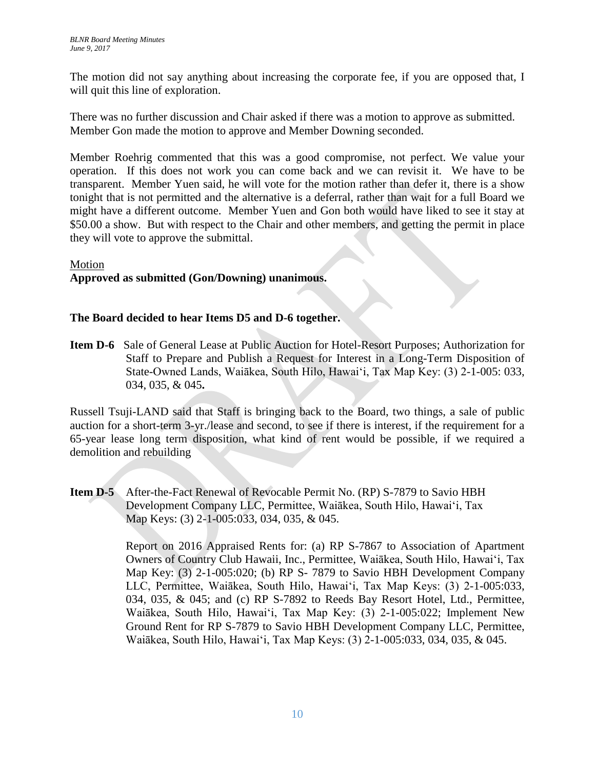The motion did not say anything about increasing the corporate fee, if you are opposed that, I will quit this line of exploration.

There was no further discussion and Chair asked if there was a motion to approve as submitted. Member Gon made the motion to approve and Member Downing seconded.

Member Roehrig commented that this was a good compromise, not perfect. We value your operation. If this does not work you can come back and we can revisit it. We have to be transparent. Member Yuen said, he will vote for the motion rather than defer it, there is a show tonight that is not permitted and the alternative is a deferral, rather than wait for a full Board we might have a different outcome. Member Yuen and Gon both would have liked to see it stay at $50.00 a show. But with respect to the Chair and other members, and getting the permit in place they will vote to approve the submittal.

Motion
**Approved as submitted (Gon/Downing) unanimous.**

**The Board decided to hear Items D5 and D-6 together.**

**Item D-6** Sale of General Lease at Public Auction for Hotel-Resort Purposes; Authorization for Staff to Prepare and Publish a Request for Interest in a Long-Term Disposition of State-Owned Lands, Waiākea, South Hilo, Hawai'i, Tax Map Key: (3) 2-1-005: 033, 034, 035, & 045**.**

Russell Tsuji-LAND said that Staff is bringing back to the Board, two things, a sale of public auction for a short-term 3-yr./lease and second, to see if there is interest, if the requirement for a 65-year lease long term disposition, what kind of rent would be possible, if we required a demolition and rebuilding

**Item D-5** After-the-Fact Renewal of Revocable Permit No. (RP) S-7879 to Savio HBH Development Company LLC, Permittee, Waiākea, South Hilo, Hawai'i, Tax Map Keys: (3) 2-1-005:033, 034, 035, & 045.

Report on 2016 Appraised Rents for: (a) RP S-7867 to Association of Apartment Owners of Country Club Hawaii, Inc., Permittee, Waiākea, South Hilo, Hawai'i, Tax Map Key: (3) 2-1-005:020; (b) RP S- 7879 to Savio HBH Development Company LLC, Permittee, Waiākea, South Hilo, Hawai'i, Tax Map Keys: (3) 2-1-005:033, 034, 035, & 045; and (c) RP S-7892 to Reeds Bay Resort Hotel, Ltd., Permittee, Waiākea, South Hilo, Hawai'i, Tax Map Key: (3) 2-1-005:022; Implement New Ground Rent for RP S-7879 to Savio HBH Development Company LLC, Permittee, Waiākea, South Hilo, Hawai'i, Tax Map Keys: (3) 2-1-005:033, 034, 035, & 045.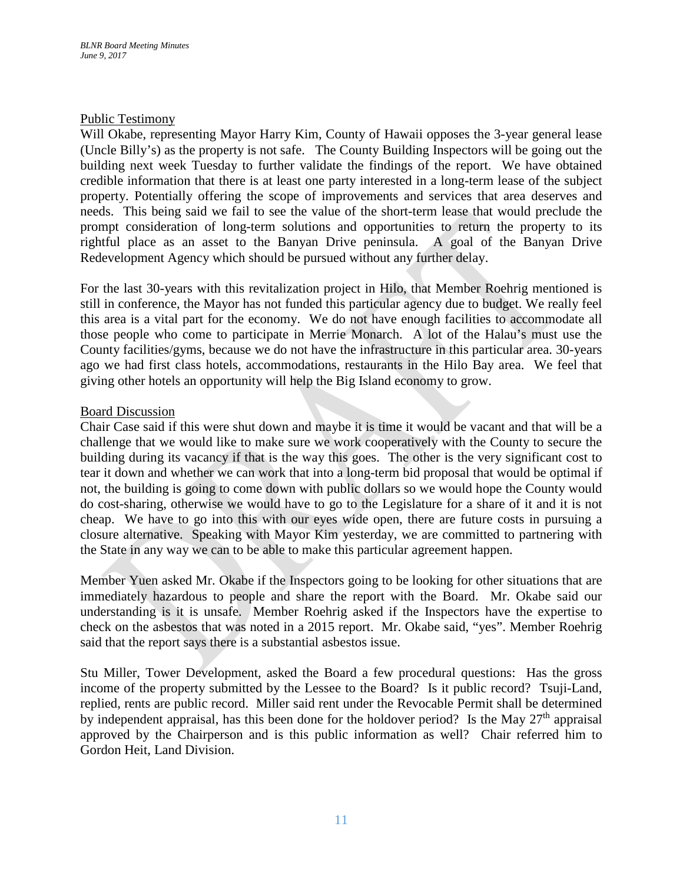Public Testimony

Will Okabe, representing Mayor Harry Kim, County of Hawaii opposes the 3-year general lease (Uncle Billy's) as the property is not safe. The County Building Inspectors will be going out the building next week Tuesday to further validate the findings of the report. We have obtained credible information that there is at least one party interested in a long-term lease of the subject property. Potentially offering the scope of improvements and services that area deserves and needs. This being said we fail to see the value of the short-term lease that would preclude the prompt consideration of long-term solutions and opportunities to return the property to its rightful place as an asset to the Banyan Drive peninsula. A goal of the Banyan Drive Redevelopment Agency which should be pursued without any further delay.

For the last 30-years with this revitalization project in Hilo, that Member Roehrig mentioned is still in conference, the Mayor has not funded this particular agency due to budget. We really feel this area is a vital part for the economy. We do not have enough facilities to accommodate all those people who come to participate in Merrie Monarch. A lot of the Halau's must use the County facilities/gyms, because we do not have the infrastructure in this particular area. 30-years ago we had first class hotels, accommodations, restaurants in the Hilo Bay area. We feel that giving other hotels an opportunity will help the Big Island economy to grow.

Board Discussion

Chair Case said if this were shut down and maybe it is time it would be vacant and that will be a challenge that we would like to make sure we work cooperatively with the County to secure the building during its vacancy if that is the way this goes. The other is the very significant cost to tear it down and whether we can work that into a long-term bid proposal that would be optimal if not, the building is going to come down with public dollars so we would hope the County would do cost-sharing, otherwise we would have to go to the Legislature for a share of it and it is not cheap. We have to go into this with our eyes wide open, there are future costs in pursuing a closure alternative. Speaking with Mayor Kim yesterday, we are committed to partnering with the State in any way we can to be able to make this particular agreement happen.

Member Yuen asked Mr. Okabe if the Inspectors going to be looking for other situations that are immediately hazardous to people and share the report with the Board. Mr. Okabe said our understanding is it is unsafe. Member Roehrig asked if the Inspectors have the expertise to check on the asbestos that was noted in a 2015 report. Mr. Okabe said, "yes". Member Roehrig said that the report says there is a substantial asbestos issue.

Stu Miller, Tower Development, asked the Board a few procedural questions: Has the gross income of the property submitted by the Lessee to the Board? Is it public record? Tsuji-Land, replied, rents are public record. Miller said rent under the Revocable Permit shall be determined by independent appraisal, has this been done for the holdover period? Is the May 27th appraisal approved by the Chairperson and is this public information as well? Chair referred him to Gordon Heit, Land Division.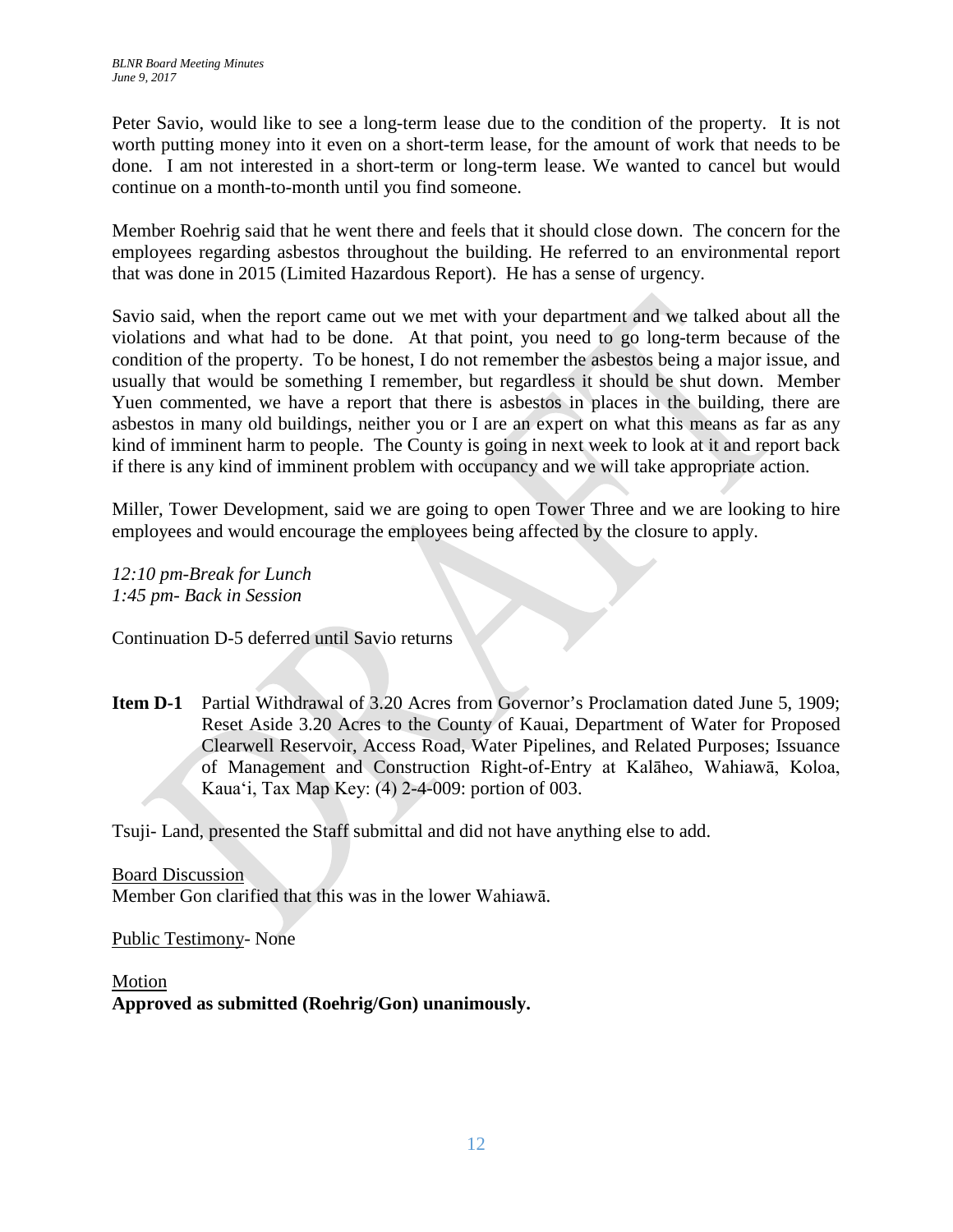Peter Savio, would like to see a long-term lease due to the condition of the property. It is not worth putting money into it even on a short-term lease, for the amount of work that needs to be done. I am not interested in a short-term or long-term lease. We wanted to cancel but would continue on a month-to-month until you find someone.

Member Roehrig said that he went there and feels that it should close down. The concern for the employees regarding asbestos throughout the building. He referred to an environmental report that was done in 2015 (Limited Hazardous Report). He has a sense of urgency.

Savio said, when the report came out we met with your department and we talked about all the violations and what had to be done. At that point, you need to go long-term because of the condition of the property. To be honest, I do not remember the asbestos being a major issue, and usually that would be something I remember, but regardless it should be shut down. Member Yuen commented, we have a report that there is asbestos in places in the building, there are asbestos in many old buildings, neither you or I are an expert on what this means as far as any kind of imminent harm to people. The County is going in next week to look at it and report back if there is any kind of imminent problem with occupancy and we will take appropriate action.

Miller, Tower Development, said we are going to open Tower Three and we are looking to hire employees and would encourage the employees being affected by the closure to apply.

*12:10 pm-Break for Lunch*
*1:45 pm- Back in Session*

Continuation D-5 deferred until Savio returns

**Item D-1** Partial Withdrawal of 3.20 Acres from Governor's Proclamation dated June 5, 1909; Reset Aside 3.20 Acres to the County of Kauai, Department of Water for Proposed Clearwell Reservoir, Access Road, Water Pipelines, and Related Purposes; Issuance of Management and Construction Right-of-Entry at Kalāheo, Wahiawā, Koloa, Kaua'i, Tax Map Key: (4) 2-4-009: portion of 003.

Tsuji- Land, presented the Staff submittal and did not have anything else to add.

Board Discussion
Member Gon clarified that this was in the lower Wahiawā.

Public Testimony- None

Motion
**Approved as submitted (Roehrig/Gon) unanimously.**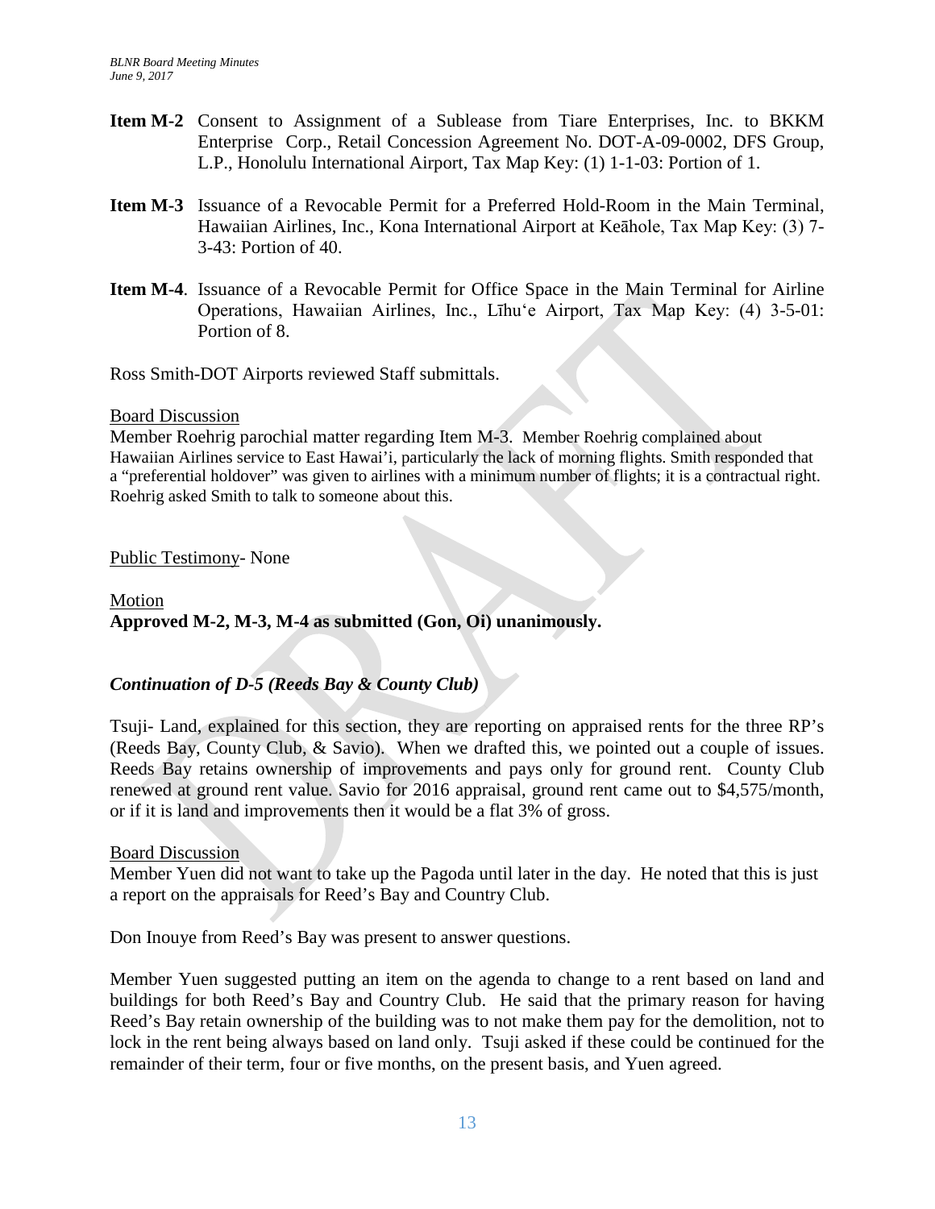**Item M-2** Consent to Assignment of a Sublease from Tiare Enterprises, Inc. to BKKM Enterprise Corp., Retail Concession Agreement No. DOT-A-09-0002, DFS Group, L.P., Honolulu International Airport, Tax Map Key: (1) 1-1-03: Portion of 1.

**Item M-3** Issuance of a Revocable Permit for a Preferred Hold-Room in the Main Terminal, Hawaiian Airlines, Inc., Kona International Airport at Keāhole, Tax Map Key: (3) 7-3-43: Portion of 40.

**Item M-4**. Issuance of a Revocable Permit for Office Space in the Main Terminal for Airline Operations, Hawaiian Airlines, Inc., Līhuʻe Airport, Tax Map Key: (4) 3-5-01: Portion of 8.

Ross Smith-DOT Airports reviewed Staff submittals.

Board Discussion

Member Roehrig parochial matter regarding Item M-3. Member Roehrig complained about Hawaiian Airlines service to East Hawai'i, particularly the lack of morning flights. Smith responded that a "preferential holdover" was given to airlines with a minimum number of flights; it is a contractual right. Roehrig asked Smith to talk to someone about this.

Public Testimony- None

Motion

**Approved M-2, M-3, M-4 as submitted (Gon, Oi) unanimously.**

***Continuation of D-5 (Reeds Bay & County Club)***

Tsuji- Land, explained for this section, they are reporting on appraised rents for the three RP's (Reeds Bay, County Club, & Savio). When we drafted this, we pointed out a couple of issues. Reeds Bay retains ownership of improvements and pays only for ground rent. County Club renewed at ground rent value. Savio for 2016 appraisal, ground rent came out to $4,575/month, or if it is land and improvements then it would be a flat 3% of gross.

Board Discussion

Member Yuen did not want to take up the Pagoda until later in the day. He noted that this is just a report on the appraisals for Reed's Bay and Country Club.

Don Inouye from Reed's Bay was present to answer questions.

Member Yuen suggested putting an item on the agenda to change to a rent based on land and buildings for both Reed's Bay and Country Club. He said that the primary reason for having Reed's Bay retain ownership of the building was to not make them pay for the demolition, not to lock in the rent being always based on land only. Tsuji asked if these could be continued for the remainder of their term, four or five months, on the present basis, and Yuen agreed.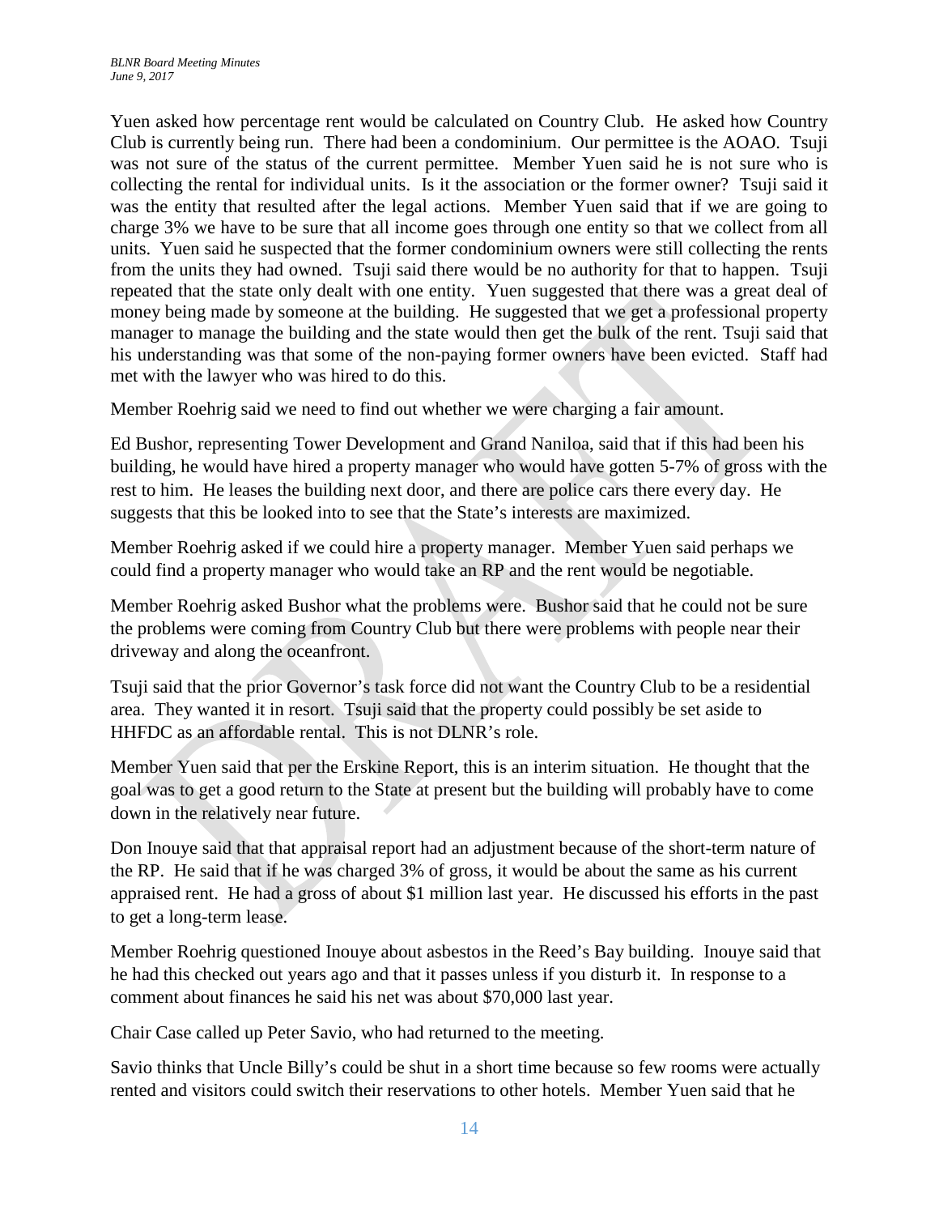Yuen asked how percentage rent would be calculated on Country Club. He asked how Country Club is currently being run. There had been a condominium. Our permittee is the AOAO. Tsuji was not sure of the status of the current permittee. Member Yuen said he is not sure who is collecting the rental for individual units. Is it the association or the former owner? Tsuji said it was the entity that resulted after the legal actions. Member Yuen said that if we are going to charge 3% we have to be sure that all income goes through one entity so that we collect from all units. Yuen said he suspected that the former condominium owners were still collecting the rents from the units they had owned. Tsuji said there would be no authority for that to happen. Tsuji repeated that the state only dealt with one entity. Yuen suggested that there was a great deal of money being made by someone at the building. He suggested that we get a professional property manager to manage the building and the state would then get the bulk of the rent. Tsuji said that his understanding was that some of the non-paying former owners have been evicted. Staff had met with the lawyer who was hired to do this.

Member Roehrig said we need to find out whether we were charging a fair amount.

Ed Bushor, representing Tower Development and Grand Naniloa, said that if this had been his building, he would have hired a property manager who would have gotten 5-7% of gross with the rest to him. He leases the building next door, and there are police cars there every day. He suggests that this be looked into to see that the State's interests are maximized.

Member Roehrig asked if we could hire a property manager. Member Yuen said perhaps we could find a property manager who would take an RP and the rent would be negotiable.

Member Roehrig asked Bushor what the problems were. Bushor said that he could not be sure the problems were coming from Country Club but there were problems with people near their driveway and along the oceanfront.

Tsuji said that the prior Governor's task force did not want the Country Club to be a residential area. They wanted it in resort. Tsuji said that the property could possibly be set aside to HHFDC as an affordable rental. This is not DLNR's role.

Member Yuen said that per the Erskine Report, this is an interim situation. He thought that the goal was to get a good return to the State at present but the building will probably have to come down in the relatively near future.

Don Inouye said that that appraisal report had an adjustment because of the short-term nature of the RP. He said that if he was charged 3% of gross, it would be about the same as his current appraised rent. He had a gross of about $1 million last year. He discussed his efforts in the past to get a long-term lease.

Member Roehrig questioned Inouye about asbestos in the Reed's Bay building. Inouye said that he had this checked out years ago and that it passes unless if you disturb it. In response to a comment about finances he said his net was about $70,000 last year.

Chair Case called up Peter Savio, who had returned to the meeting.

Savio thinks that Uncle Billy's could be shut in a short time because so few rooms were actually rented and visitors could switch their reservations to other hotels. Member Yuen said that he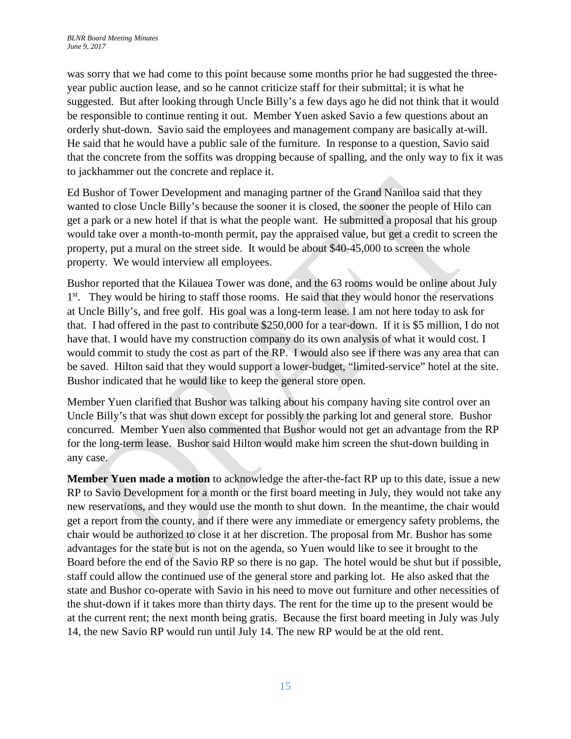was sorry that we had come to this point because some months prior he had suggested the three-year public auction lease, and so he cannot criticize staff for their submittal; it is what he suggested. But after looking through Uncle Billy's a few days ago he did not think that it would be responsible to continue renting it out. Member Yuen asked Savio a few questions about an orderly shut-down. Savio said the employees and management company are basically at-will. He said that he would have a public sale of the furniture. In response to a question, Savio said that the concrete from the soffits was dropping because of spalling, and the only way to fix it was to jackhammer out the concrete and replace it.

Ed Bushor of Tower Development and managing partner of the Grand Naniloa said that they wanted to close Uncle Billy's because the sooner it is closed, the sooner the people of Hilo can get a park or a new hotel if that is what the people want. He submitted a proposal that his group would take over a month-to-month permit, pay the appraised value, but get a credit to screen the property, put a mural on the street side. It would be about $40-45,000 to screen the whole property. We would interview all employees.

Bushor reported that the Kilauea Tower was done, and the 63 rooms would be online about July 1st. They would be hiring to staff those rooms. He said that they would honor the reservations at Uncle Billy's, and free golf. His goal was a long-term lease. I am not here today to ask for that. I had offered in the past to contribute $250,000 for a tear-down. If it is $5 million, I do not have that. I would have my construction company do its own analysis of what it would cost. I would commit to study the cost as part of the RP. I would also see if there was any area that can be saved. Hilton said that they would support a lower-budget, "limited-service" hotel at the site. Bushor indicated that he would like to keep the general store open.

Member Yuen clarified that Bushor was talking about his company having site control over an Uncle Billy's that was shut down except for possibly the parking lot and general store. Bushor concurred. Member Yuen also commented that Bushor would not get an advantage from the RP for the long-term lease. Bushor said Hilton would make him screen the shut-down building in any case.

**Member Yuen made a motion** to acknowledge the after-the-fact RP up to this date, issue a new RP to Savio Development for a month or the first board meeting in July, they would not take any new reservations, and they would use the month to shut down. In the meantime, the chair would get a report from the county, and if there were any immediate or emergency safety problems, the chair would be authorized to close it at her discretion. The proposal from Mr. Bushor has some advantages for the state but is not on the agenda, so Yuen would like to see it brought to the Board before the end of the Savio RP so there is no gap. The hotel would be shut but if possible, staff could allow the continued use of the general store and parking lot. He also asked that the state and Bushor co-operate with Savio in his need to move out furniture and other necessities of the shut-down if it takes more than thirty days. The rent for the time up to the present would be at the current rent; the next month being gratis. Because the first board meeting in July was July 14, the new Savio RP would run until July 14. The new RP would be at the old rent.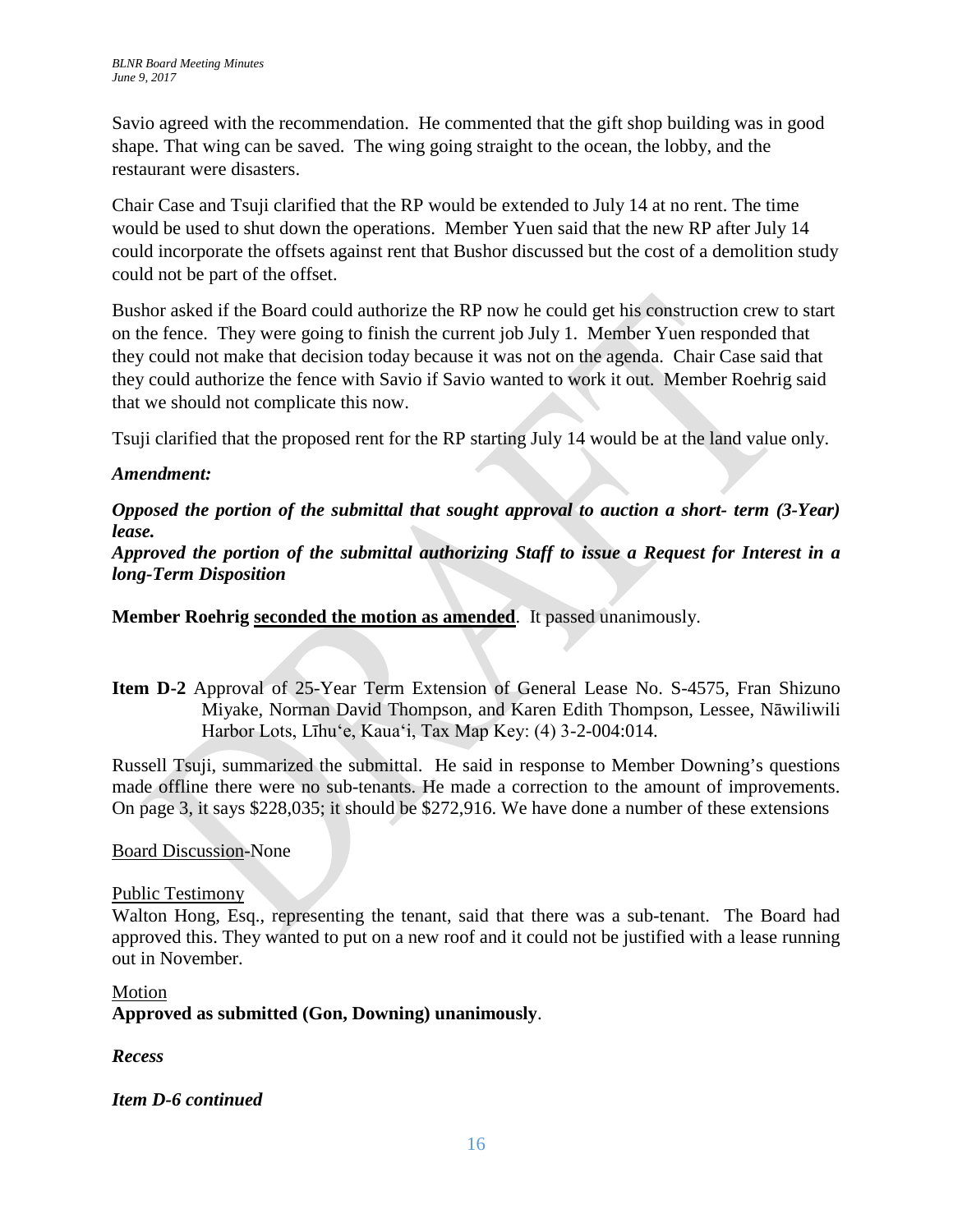Savio agreed with the recommendation. He commented that the gift shop building was in good shape. That wing can be saved. The wing going straight to the ocean, the lobby, and the restaurant were disasters.

Chair Case and Tsuji clarified that the RP would be extended to July 14 at no rent. The time would be used to shut down the operations. Member Yuen said that the new RP after July 14 could incorporate the offsets against rent that Bushor discussed but the cost of a demolition study could not be part of the offset.

Bushor asked if the Board could authorize the RP now he could get his construction crew to start on the fence. They were going to finish the current job July 1. Member Yuen responded that they could not make that decision today because it was not on the agenda. Chair Case said that they could authorize the fence with Savio if Savio wanted to work it out. Member Roehrig said that we should not complicate this now.

Tsuji clarified that the proposed rent for the RP starting July 14 would be at the land value only.

***Amendment:***

***Opposed the portion of the submittal that sought approval to auction a short- term (3-Year) lease.***
***Approved the portion of the submittal authorizing Staff to issue a Request for Interest in a long-Term Disposition***

**Member Roehrig <u>seconded the motion as amended</u>**. It passed unanimously.

**Item D-2** Approval of 25-Year Term Extension of General Lease No. S-4575, Fran Shizuno Miyake, Norman David Thompson, and Karen Edith Thompson, Lessee, Nāwiliwili Harbor Lots, Līhu'e, Kaua'i, Tax Map Key: (4) 3-2-004:014.

Russell Tsuji, summarized the submittal. He said in response to Member Downing's questions made offline there were no sub-tenants. He made a correction to the amount of improvements. On page 3, it says $228,035; it should be $272,916. We have done a number of these extensions

<u>Board Discussion</u>-None

<u>Public Testimony</u>
Walton Hong, Esq., representing the tenant, said that there was a sub-tenant. The Board had approved this. They wanted to put on a new roof and it could not be justified with a lease running out in November.

<u>Motion</u>
**Approved as submitted (Gon, Downing) unanimously**.

***Recess***

***Item D-6 continued***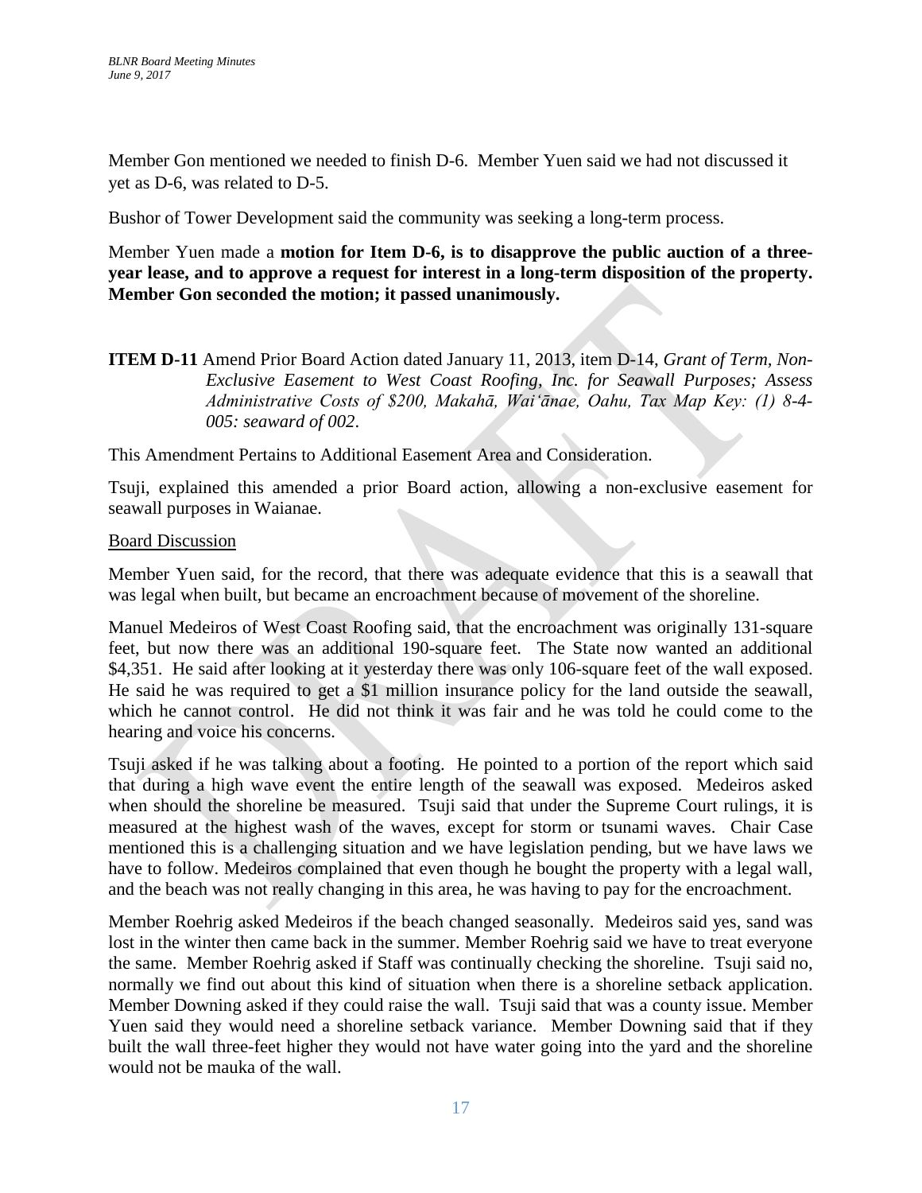Member Gon mentioned we needed to finish D-6. Member Yuen said we had not discussed it yet as D-6, was related to D-5.

Bushor of Tower Development said the community was seeking a long-term process.

Member Yuen made a **motion for Item D-6, is to disapprove the public auction of a three-year lease, and to approve a request for interest in a long-term disposition of the property. Member Gon seconded the motion; it passed unanimously.**

**ITEM D-11** Amend Prior Board Action dated January 11, 2013, item D-14, *Grant of Term, Non-Exclusive Easement to West Coast Roofing, Inc. for Seawall Purposes; Assess Administrative Costs of $200, Makahā, Wai'ānae, Oahu, Tax Map Key: (1) 8-4-005: seaward of 002*.

This Amendment Pertains to Additional Easement Area and Consideration.

Tsuji, explained this amended a prior Board action, allowing a non-exclusive easement for seawall purposes in Waianae.

Board Discussion

Member Yuen said, for the record, that there was adequate evidence that this is a seawall that was legal when built, but became an encroachment because of movement of the shoreline.

Manuel Medeiros of West Coast Roofing said, that the encroachment was originally 131-square feet, but now there was an additional 190-square feet. The State now wanted an additional $4,351. He said after looking at it yesterday there was only 106-square feet of the wall exposed. He said he was required to get a $1 million insurance policy for the land outside the seawall, which he cannot control. He did not think it was fair and he was told he could come to the hearing and voice his concerns.

Tsuji asked if he was talking about a footing. He pointed to a portion of the report which said that during a high wave event the entire length of the seawall was exposed. Medeiros asked when should the shoreline be measured. Tsuji said that under the Supreme Court rulings, it is measured at the highest wash of the waves, except for storm or tsunami waves. Chair Case mentioned this is a challenging situation and we have legislation pending, but we have laws we have to follow. Medeiros complained that even though he bought the property with a legal wall, and the beach was not really changing in this area, he was having to pay for the encroachment.

Member Roehrig asked Medeiros if the beach changed seasonally. Medeiros said yes, sand was lost in the winter then came back in the summer. Member Roehrig said we have to treat everyone the same. Member Roehrig asked if Staff was continually checking the shoreline. Tsuji said no, normally we find out about this kind of situation when there is a shoreline setback application. Member Downing asked if they could raise the wall. Tsuji said that was a county issue. Member Yuen said they would need a shoreline setback variance. Member Downing said that if they built the wall three-feet higher they would not have water going into the yard and the shoreline would not be mauka of the wall.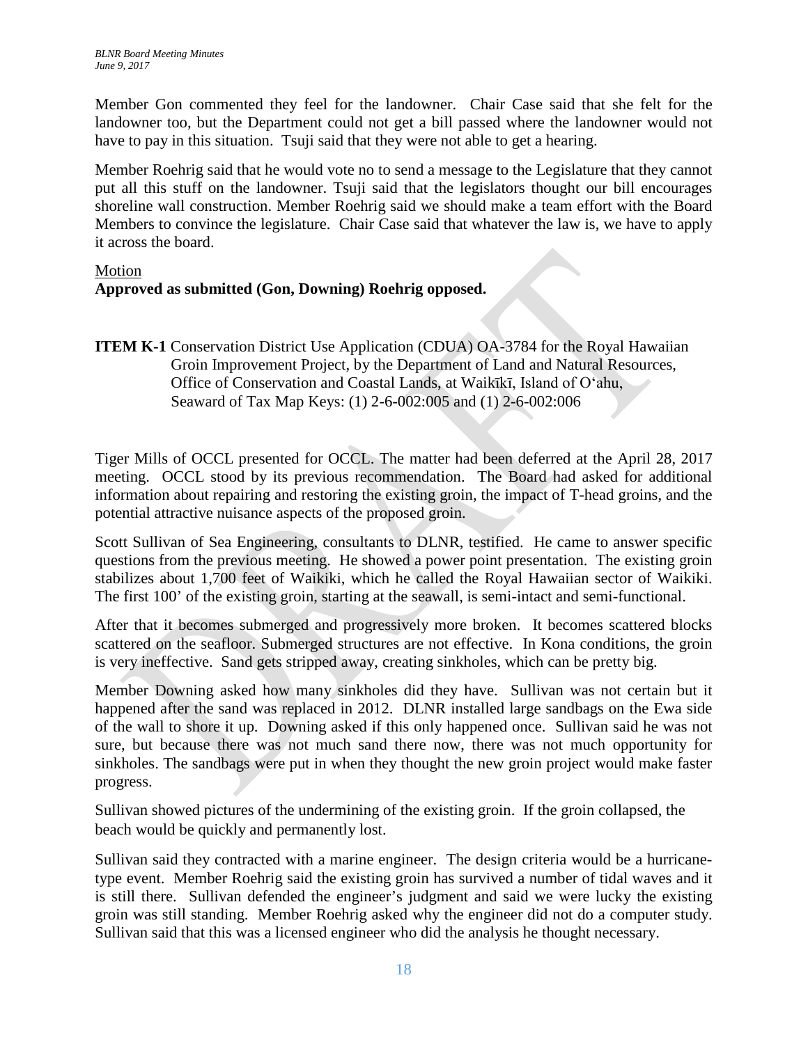Member Gon commented they feel for the landowner. Chair Case said that she felt for the landowner too, but the Department could not get a bill passed where the landowner would not have to pay in this situation. Tsuji said that they were not able to get a hearing.

Member Roehrig said that he would vote no to send a message to the Legislature that they cannot put all this stuff on the landowner. Tsuji said that the legislators thought our bill encourages shoreline wall construction. Member Roehrig said we should make a team effort with the Board Members to convince the legislature. Chair Case said that whatever the law is, we have to apply it across the board.

Motion

**Approved as submitted (Gon, Downing) Roehrig opposed.**

**ITEM K-1** Conservation District Use Application (CDUA) OA-3784 for the Royal Hawaiian Groin Improvement Project, by the Department of Land and Natural Resources, Office of Conservation and Coastal Lands, at Waikīkī, Island of O'ahu, Seaward of Tax Map Keys: (1) 2-6-002:005 and (1) 2-6-002:006

Tiger Mills of OCCL presented for OCCL. The matter had been deferred at the April 28, 2017 meeting. OCCL stood by its previous recommendation. The Board had asked for additional information about repairing and restoring the existing groin, the impact of T-head groins, and the potential attractive nuisance aspects of the proposed groin.

Scott Sullivan of Sea Engineering, consultants to DLNR, testified. He came to answer specific questions from the previous meeting. He showed a power point presentation. The existing groin stabilizes about 1,700 feet of Waikiki, which he called the Royal Hawaiian sector of Waikiki. The first 100' of the existing groin, starting at the seawall, is semi-intact and semi-functional.

After that it becomes submerged and progressively more broken. It becomes scattered blocks scattered on the seafloor. Submerged structures are not effective. In Kona conditions, the groin is very ineffective. Sand gets stripped away, creating sinkholes, which can be pretty big.

Member Downing asked how many sinkholes did they have. Sullivan was not certain but it happened after the sand was replaced in 2012. DLNR installed large sandbags on the Ewa side of the wall to shore it up. Downing asked if this only happened once. Sullivan said he was not sure, but because there was not much sand there now, there was not much opportunity for sinkholes. The sandbags were put in when they thought the new groin project would make faster progress.

Sullivan showed pictures of the undermining of the existing groin. If the groin collapsed, the beach would be quickly and permanently lost.

Sullivan said they contracted with a marine engineer. The design criteria would be a hurricane-type event. Member Roehrig said the existing groin has survived a number of tidal waves and it is still there. Sullivan defended the engineer's judgment and said we were lucky the existing groin was still standing. Member Roehrig asked why the engineer did not do a computer study. Sullivan said that this was a licensed engineer who did the analysis he thought necessary.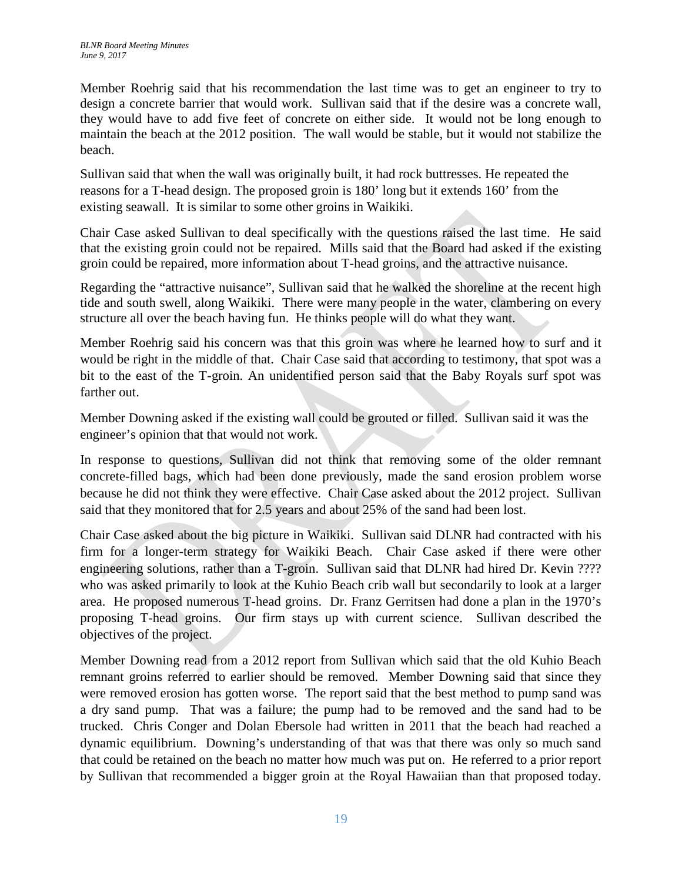Member Roehrig said that his recommendation the last time was to get an engineer to try to design a concrete barrier that would work. Sullivan said that if the desire was a concrete wall, they would have to add five feet of concrete on either side. It would not be long enough to maintain the beach at the 2012 position. The wall would be stable, but it would not stabilize the beach.

Sullivan said that when the wall was originally built, it had rock buttresses. He repeated the reasons for a T-head design. The proposed groin is 180' long but it extends 160' from the existing seawall. It is similar to some other groins in Waikiki.

Chair Case asked Sullivan to deal specifically with the questions raised the last time. He said that the existing groin could not be repaired. Mills said that the Board had asked if the existing groin could be repaired, more information about T-head groins, and the attractive nuisance.

Regarding the "attractive nuisance", Sullivan said that he walked the shoreline at the recent high tide and south swell, along Waikiki. There were many people in the water, clambering on every structure all over the beach having fun. He thinks people will do what they want.

Member Roehrig said his concern was that this groin was where he learned how to surf and it would be right in the middle of that. Chair Case said that according to testimony, that spot was a bit to the east of the T-groin. An unidentified person said that the Baby Royals surf spot was farther out.

Member Downing asked if the existing wall could be grouted or filled. Sullivan said it was the engineer's opinion that that would not work.

In response to questions, Sullivan did not think that removing some of the older remnant concrete-filled bags, which had been done previously, made the sand erosion problem worse because he did not think they were effective. Chair Case asked about the 2012 project. Sullivan said that they monitored that for 2.5 years and about 25% of the sand had been lost.

Chair Case asked about the big picture in Waikiki. Sullivan said DLNR had contracted with his firm for a longer-term strategy for Waikiki Beach. Chair Case asked if there were other engineering solutions, rather than a T-groin. Sullivan said that DLNR had hired Dr. Kevin ???? who was asked primarily to look at the Kuhio Beach crib wall but secondarily to look at a larger area. He proposed numerous T-head groins. Dr. Franz Gerritsen had done a plan in the 1970's proposing T-head groins. Our firm stays up with current science. Sullivan described the objectives of the project.

Member Downing read from a 2012 report from Sullivan which said that the old Kuhio Beach remnant groins referred to earlier should be removed. Member Downing said that since they were removed erosion has gotten worse. The report said that the best method to pump sand was a dry sand pump. That was a failure; the pump had to be removed and the sand had to be trucked. Chris Conger and Dolan Ebersole had written in 2011 that the beach had reached a dynamic equilibrium. Downing's understanding of that was that there was only so much sand that could be retained on the beach no matter how much was put on. He referred to a prior report by Sullivan that recommended a bigger groin at the Royal Hawaiian than that proposed today.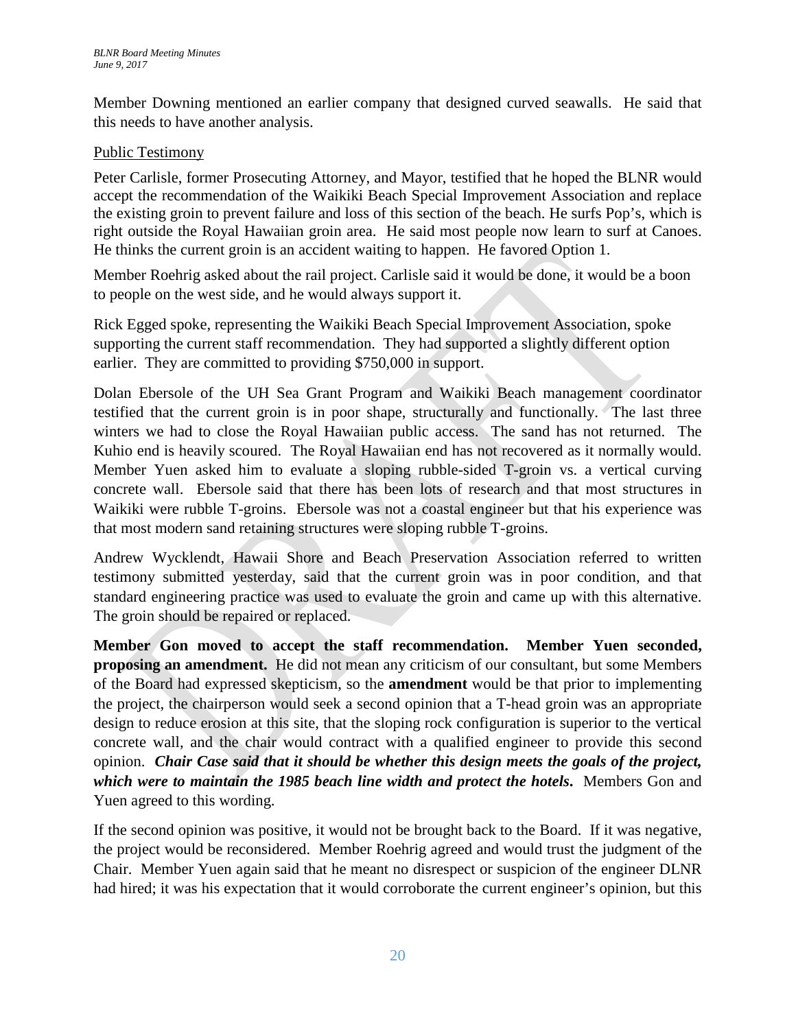Member Downing mentioned an earlier company that designed curved seawalls. He said that this needs to have another analysis.

Public Testimony

Peter Carlisle, former Prosecuting Attorney, and Mayor, testified that he hoped the BLNR would accept the recommendation of the Waikiki Beach Special Improvement Association and replace the existing groin to prevent failure and loss of this section of the beach. He surfs Pop's, which is right outside the Royal Hawaiian groin area. He said most people now learn to surf at Canoes. He thinks the current groin is an accident waiting to happen. He favored Option 1.

Member Roehrig asked about the rail project. Carlisle said it would be done, it would be a boon to people on the west side, and he would always support it.

Rick Egged spoke, representing the Waikiki Beach Special Improvement Association, spoke supporting the current staff recommendation. They had supported a slightly different option earlier. They are committed to providing $750,000 in support.

Dolan Ebersole of the UH Sea Grant Program and Waikiki Beach management coordinator testified that the current groin is in poor shape, structurally and functionally. The last three winters we had to close the Royal Hawaiian public access. The sand has not returned. The Kuhio end is heavily scoured. The Royal Hawaiian end has not recovered as it normally would. Member Yuen asked him to evaluate a sloping rubble-sided T-groin vs. a vertical curving concrete wall. Ebersole said that there has been lots of research and that most structures in Waikiki were rubble T-groins. Ebersole was not a coastal engineer but that his experience was that most modern sand retaining structures were sloping rubble T-groins.

Andrew Wycklendt, Hawaii Shore and Beach Preservation Association referred to written testimony submitted yesterday, said that the current groin was in poor condition, and that standard engineering practice was used to evaluate the groin and came up with this alternative. The groin should be repaired or replaced.

**Member Gon moved to accept the staff recommendation. Member Yuen seconded, proposing an amendment.** He did not mean any criticism of our consultant, but some Members of the Board had expressed skepticism, so the **amendment** would be that prior to implementing the project, the chairperson would seek a second opinion that a T-head groin was an appropriate design to reduce erosion at this site, that the sloping rock configuration is superior to the vertical concrete wall, and the chair would contract with a qualified engineer to provide this second opinion. ***Chair Case said that it should be whether this design meets the goals of the project, which were to maintain the 1985 beach line width and protect the hotels.*** Members Gon and Yuen agreed to this wording.

If the second opinion was positive, it would not be brought back to the Board. If it was negative, the project would be reconsidered. Member Roehrig agreed and would trust the judgment of the Chair. Member Yuen again said that he meant no disrespect or suspicion of the engineer DLNR had hired; it was his expectation that it would corroborate the current engineer's opinion, but this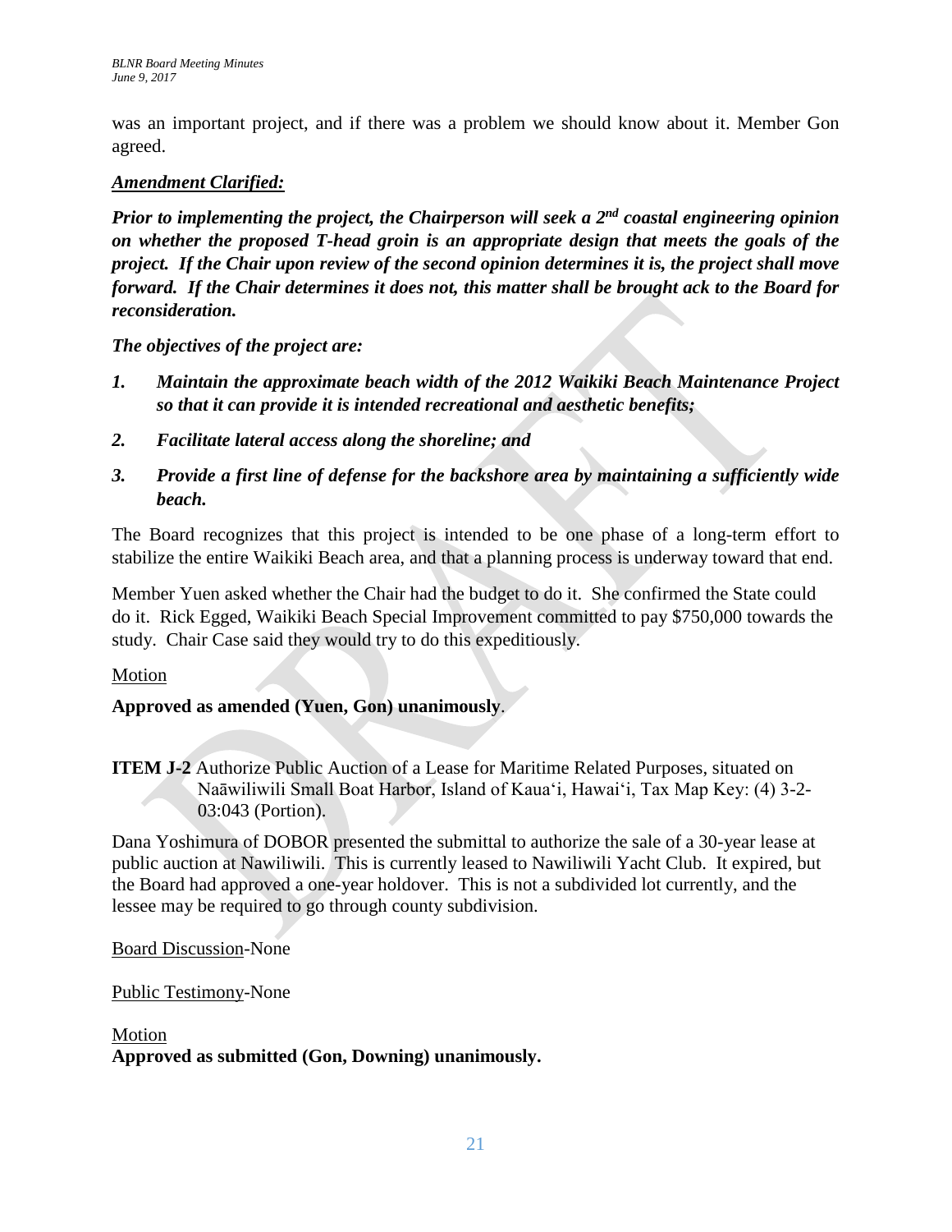was an important project, and if there was a problem we should know about it. Member Gon agreed.

***Amendment Clarified:***

***Prior to implementing the project, the Chairperson will seek a 2nd coastal engineering opinion on whether the proposed T-head groin is an appropriate design that meets the goals of the project. If the Chair upon review of the second opinion determines it is, the project shall move forward. If the Chair determines it does not, this matter shall be brought ack to the Board for reconsideration.***

***The objectives of the project are:***

1. ***Maintain the approximate beach width of the 2012 Waikiki Beach Maintenance Project so that it can provide it is intended recreational and aesthetic benefits;***
2. ***Facilitate lateral access along the shoreline; and***
3. ***Provide a first line of defense for the backshore area by maintaining a sufficiently wide beach.***

The Board recognizes that this project is intended to be one phase of a long-term effort to stabilize the entire Waikiki Beach area, and that a planning process is underway toward that end.

Member Yuen asked whether the Chair had the budget to do it. She confirmed the State could do it. Rick Egged, Waikiki Beach Special Improvement committed to pay $750,000 towards the study. Chair Case said they would try to do this expeditiously.

Motion

**Approved as amended (Yuen, Gon) unanimously**.

**ITEM J-2** Authorize Public Auction of a Lease for Maritime Related Purposes, situated on Naāwiliwili Small Boat Harbor, Island of Kaua'i, Hawai'i, Tax Map Key: (4) 3-2-03:043 (Portion).

Dana Yoshimura of DOBOR presented the submittal to authorize the sale of a 30-year lease at public auction at Nawiliwili. This is currently leased to Nawiliwili Yacht Club. It expired, but the Board had approved a one-year holdover. This is not a subdivided lot currently, and the lessee may be required to go through county subdivision.

Board Discussion-None

Public Testimony-None

Motion

**Approved as submitted (Gon, Downing) unanimously.**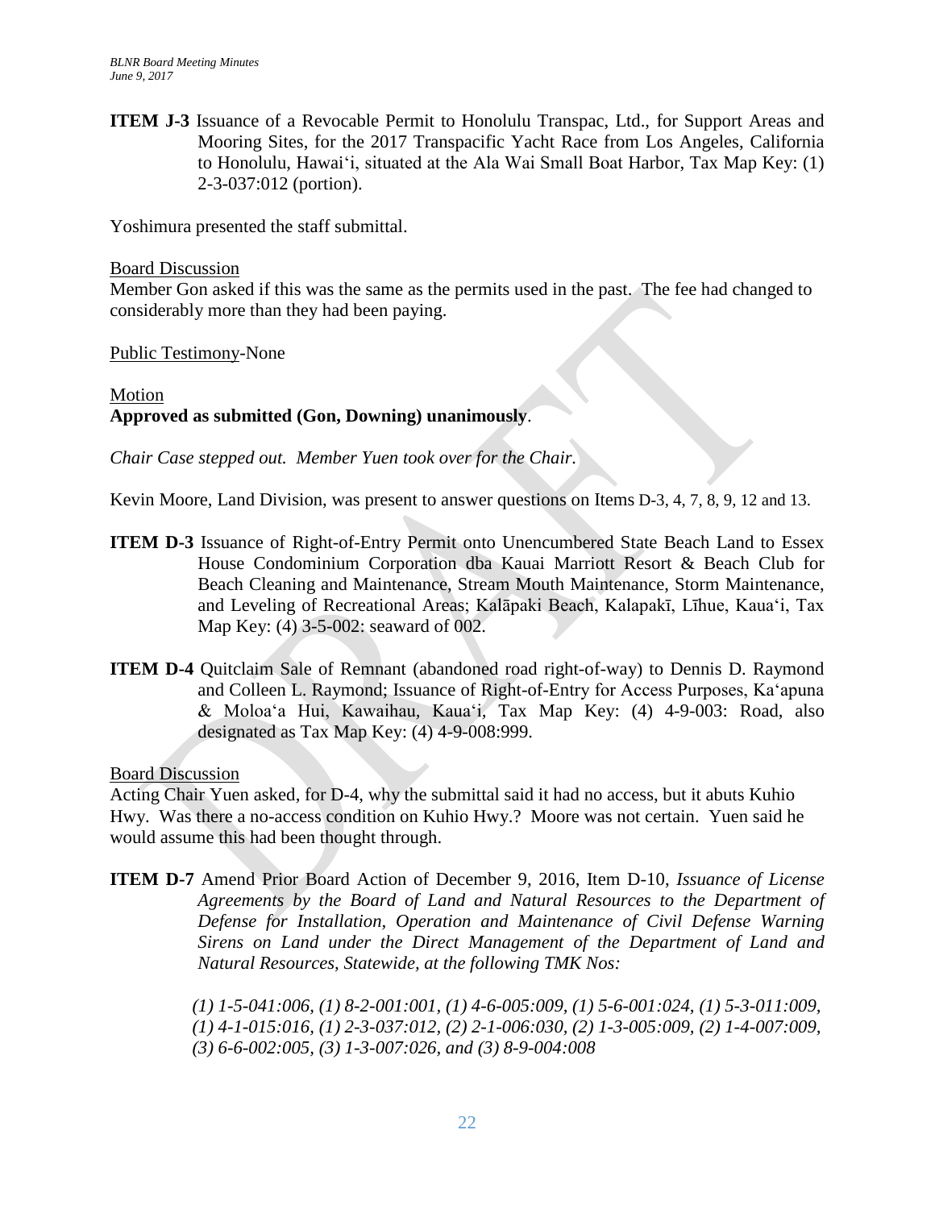**ITEM J-3** Issuance of a Revocable Permit to Honolulu Transpac, Ltd., for Support Areas and Mooring Sites, for the 2017 Transpacific Yacht Race from Los Angeles, California to Honolulu, Hawai‘i, situated at the Ala Wai Small Boat Harbor, Tax Map Key: (1) 2-3-037:012 (portion).

Yoshimura presented the staff submittal.

Board Discussion
Member Gon asked if this was the same as the permits used in the past. The fee had changed to considerably more than they had been paying.

Public Testimony-None

Motion
**Approved as submitted (Gon, Downing) unanimously**.

*Chair Case stepped out. Member Yuen took over for the Chair.*

Kevin Moore, Land Division, was present to answer questions on Items D-3, 4, 7, 8, 9, 12 and 13.

**ITEM D-3** Issuance of Right-of-Entry Permit onto Unencumbered State Beach Land to Essex House Condominium Corporation dba Kauai Marriott Resort & Beach Club for Beach Cleaning and Maintenance, Stream Mouth Maintenance, Storm Maintenance, and Leveling of Recreational Areas; Kalāpaki Beach, Kalapakī, Līhue, Kaua‘i, Tax Map Key: (4) 3-5-002: seaward of 002.

**ITEM D-4** Quitclaim Sale of Remnant (abandoned road right-of-way) to Dennis D. Raymond and Colleen L. Raymond; Issuance of Right-of-Entry for Access Purposes, Ka‘apuna & Moloa‘a Hui, Kawaihau, Kaua‘i, Tax Map Key: (4) 4-9-003: Road, also designated as Tax Map Key: (4) 4-9-008:999.

Board Discussion
Acting Chair Yuen asked, for D-4, why the submittal said it had no access, but it abuts Kuhio Hwy. Was there a no-access condition on Kuhio Hwy.? Moore was not certain. Yuen said he would assume this had been thought through.

**ITEM D-7** Amend Prior Board Action of December 9, 2016, Item D-10, *Issuance of License Agreements by the Board of Land and Natural Resources to the Department of Defense for Installation, Operation and Maintenance of Civil Defense Warning Sirens on Land under the Direct Management of the Department of Land and Natural Resources, Statewide, at the following TMK Nos:*

*(1) 1-5-041:006, (1) 8-2-001:001, (1) 4-6-005:009, (1) 5-6-001:024, (1) 5-3-011:009, (1) 4-1-015:016, (1) 2-3-037:012, (2) 2-1-006:030, (2) 1-3-005:009, (2) 1-4-007:009, (3) 6-6-002:005, (3) 1-3-007:026, and (3) 8-9-004:008*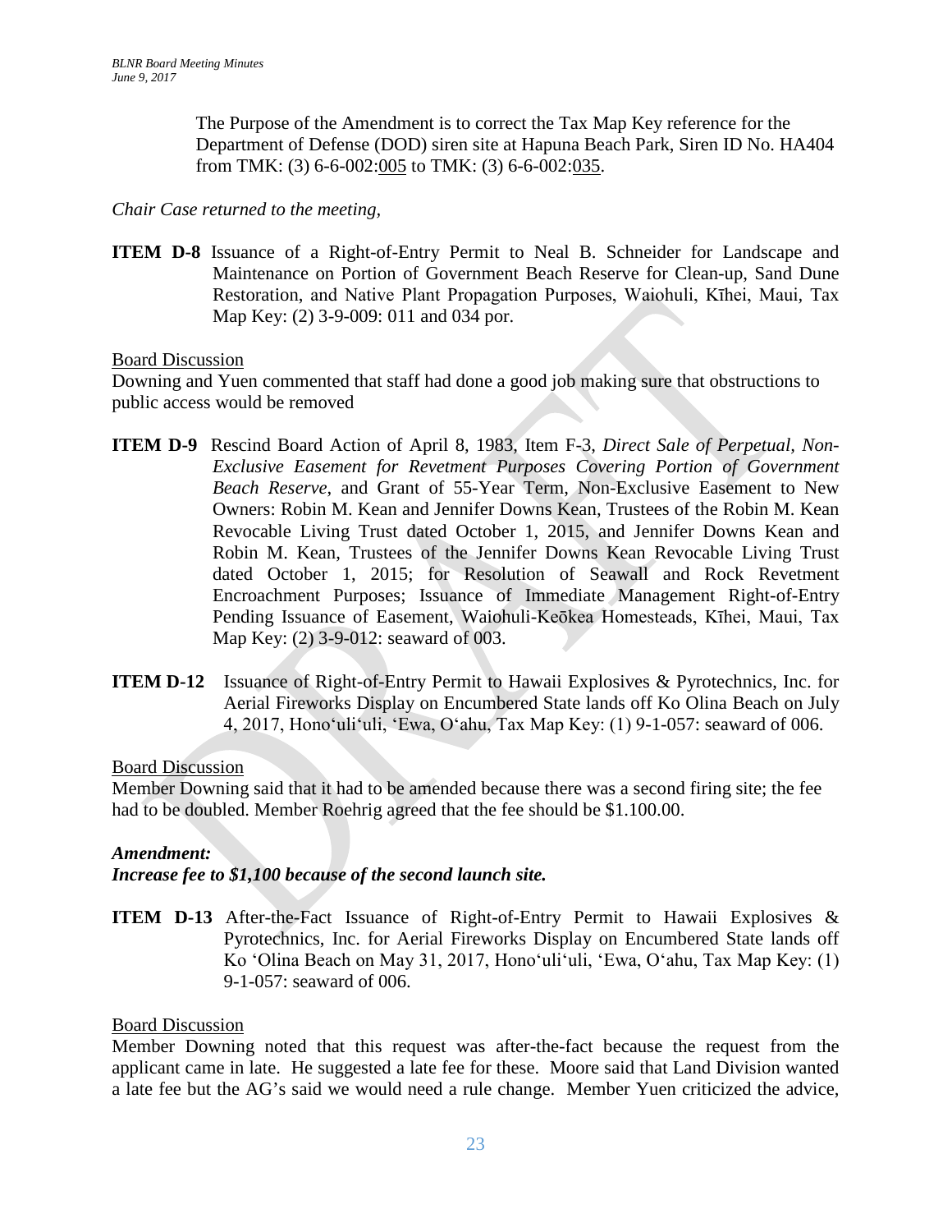The Purpose of the Amendment is to correct the Tax Map Key reference for the Department of Defense (DOD) siren site at Hapuna Beach Park, Siren ID No. HA404 from TMK: (3) 6-6-002:005 to TMK: (3) 6-6-002:035.

*Chair Case returned to the meeting,*

**ITEM D-8** Issuance of a Right-of-Entry Permit to Neal B. Schneider for Landscape and Maintenance on Portion of Government Beach Reserve for Clean-up, Sand Dune Restoration, and Native Plant Propagation Purposes, Waiohuli, Kīhei, Maui, Tax Map Key: (2) 3-9-009: 011 and 034 por.

Board Discussion
Downing and Yuen commented that staff had done a good job making sure that obstructions to public access would be removed

**ITEM D-9** Rescind Board Action of April 8, 1983, Item F-3, *Direct Sale of Perpetual, Non-Exclusive Easement for Revetment Purposes Covering Portion of Government Beach Reserve*, and Grant of 55-Year Term, Non-Exclusive Easement to New Owners: Robin M. Kean and Jennifer Downs Kean, Trustees of the Robin M. Kean Revocable Living Trust dated October 1, 2015, and Jennifer Downs Kean and Robin M. Kean, Trustees of the Jennifer Downs Kean Revocable Living Trust dated October 1, 2015; for Resolution of Seawall and Rock Revetment Encroachment Purposes; Issuance of Immediate Management Right-of-Entry Pending Issuance of Easement, Waiohuli-Keōkea Homesteads, Kīhei, Maui, Tax Map Key: (2) 3-9-012: seaward of 003.

**ITEM D-12** Issuance of Right-of-Entry Permit to Hawaii Explosives & Pyrotechnics, Inc. for Aerial Fireworks Display on Encumbered State lands off Ko Olina Beach on July 4, 2017, Hono'uli'uli, 'Ewa, O'ahu, Tax Map Key: (1) 9-1-057: seaward of 006.

Board Discussion
Member Downing said that it had to be amended because there was a second firing site; the fee had to be doubled. Member Roehrig agreed that the fee should be $1.100.00.

***Amendment:***
***Increase fee to $1,100 because of the second launch site.***

**ITEM D-13** After-the-Fact Issuance of Right-of-Entry Permit to Hawaii Explosives & Pyrotechnics, Inc. for Aerial Fireworks Display on Encumbered State lands off Ko 'Olina Beach on May 31, 2017, Hono'uli'uli, 'Ewa, O'ahu, Tax Map Key: (1) 9-1-057: seaward of 006.

Board Discussion
Member Downing noted that this request was after-the-fact because the request from the applicant came in late. He suggested a late fee for these. Moore said that Land Division wanted a late fee but the AG's said we would need a rule change. Member Yuen criticized the advice,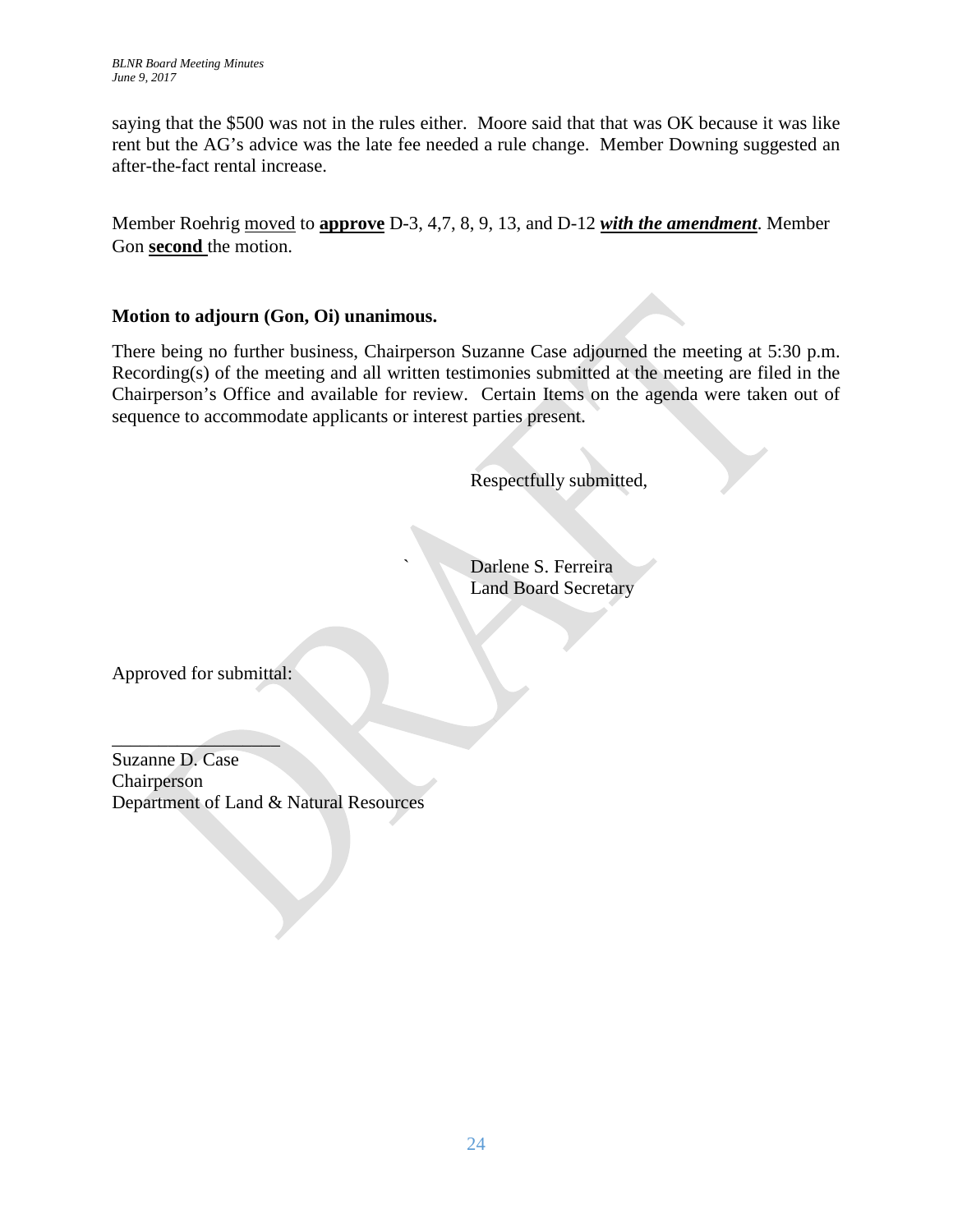saying that the $500 was not in the rules either. Moore said that that was OK because it was like rent but the AG's advice was the late fee needed a rule change. Member Downing suggested an after-the-fact rental increase.

Member Roehrig moved to **approve** D-3, 4,7, 8, 9, 13, and D-12 ***with the amendment***. Member Gon **second** the motion.

**Motion to adjourn (Gon, Oi) unanimous.**

There being no further business, Chairperson Suzanne Case adjourned the meeting at 5:30 p.m. Recording(s) of the meeting and all written testimonies submitted at the meeting are filed in the Chairperson's Office and available for review. Certain Items on the agenda were taken out of sequence to accommodate applicants or interest parties present.

Respectfully submitted,

Darlene S. Ferreira
Land Board Secretary

Approved for submittal:

\_\_\_\_\_\_\_\_\_\_\_\_\_\_\_\_\_\_

Suzanne D. Case
Chairperson
Department of Land & Natural Resources